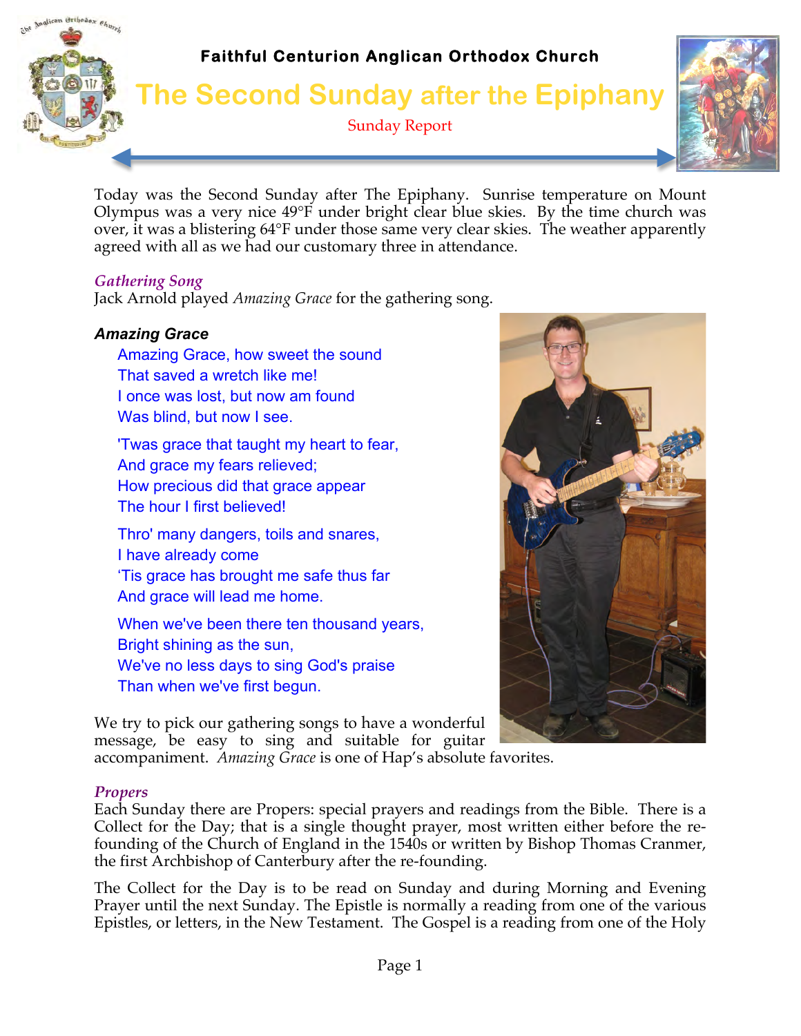**Faithful Centurion Anglican Orthodox Church**

# The Second Sunday after the Epiphany

Sunday Report

Today was the Second Sunday after The Epiphany. Sunrise temperature on Mount Olympus was a very nice 49°F under bright clear blue skies. By the time church was over, it was a blistering 64°F under those same very clear skies. The weather apparently agreed with all as we had our customary three in attendance.

## *Gathering Song*

Jack Arnold played *Amazing Grace* for the gathering song.

### *Amazing Grace*

Amazing Grace, how sweet the sound
That saved a wretch like me!
I once was lost, but now am found
Was blind, but now I see.

'Twas grace that taught my heart to fear,
And grace my fears relieved;
How precious did that grace appear
The hour I first believed!

Thro' many dangers, toils and snares,
I have already come
'Tis grace has brought me safe thus far
And grace will lead me home.

When we've been there ten thousand years,
Bright shining as the sun,
We've no less days to sing God's praise
Than when we've first begun.

We try to pick our gathering songs to have a wonderful message, be easy to sing and suitable for guitar accompaniment. *Amazing Grace* is one of Hap's absolute favorites.

## *Propers*

Each Sunday there are Propers: special prayers and readings from the Bible. There is a Collect for the Day; that is a single thought prayer, most written either before the re-founding of the Church of England in the 1540s or written by Bishop Thomas Cranmer, the first Archbishop of Canterbury after the re-founding.

The Collect for the Day is to be read on Sunday and during Morning and Evening Prayer until the next Sunday. The Epistle is normally a reading from one of the various Epistles, or letters, in the New Testament. The Gospel is a reading from one of the Holy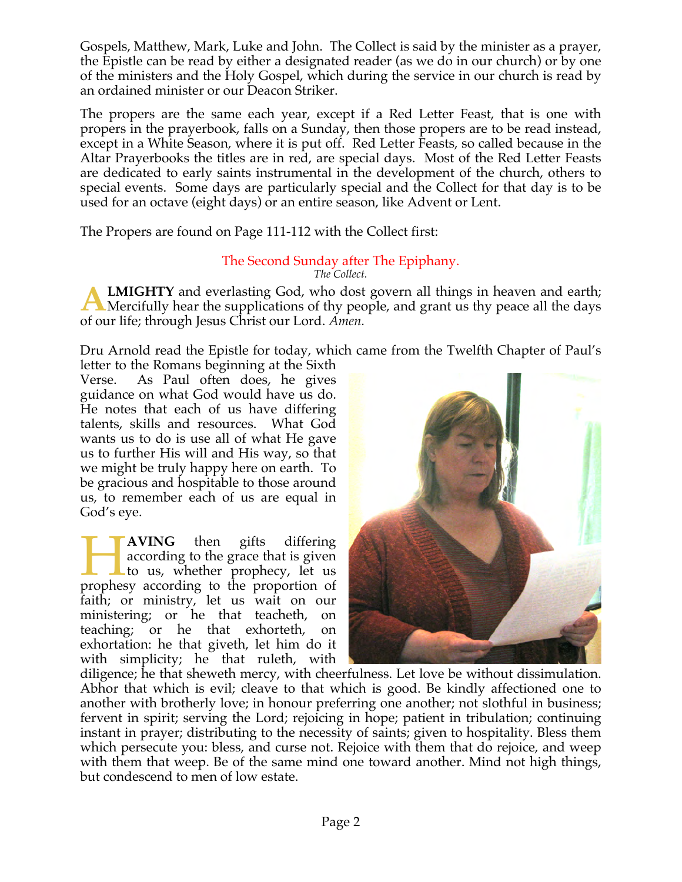Gospels, Matthew, Mark, Luke and John. The Collect is said by the minister as a prayer, the Epistle can be read by either a designated reader (as we do in our church) or by one of the ministers and the Holy Gospel, which during the service in our church is read by an ordained minister or our Deacon Striker.

The propers are the same each year, except if a Red Letter Feast, that is one with propers in the prayerbook, falls on a Sunday, then those propers are to be read instead, except in a White Season, where it is put off. Red Letter Feasts, so called because in the Altar Prayerbooks the titles are in red, are special days. Most of the Red Letter Feasts are dedicated to early saints instrumental in the development of the church, others to special events. Some days are particularly special and the Collect for that day is to be used for an octave (eight days) or an entire season, like Advent or Lent.

The Propers are found on Page 111-112 with the Collect first:

### The Second Sunday after The Epiphany.

*The Collect.*

**ALMIGHTY** and everlasting God, who dost govern all things in heaven and earth; Mercifully hear the supplications of thy people, and grant us thy peace all the days of our life; through Jesus Christ our Lord. *Amen.*

Dru Arnold read the Epistle for today, which came from the Twelfth Chapter of Paul's letter to the Romans beginning at the Sixth Verse. As Paul often does, he gives guidance on what God would have us do. He notes that each of us have differing talents, skills and resources. What God wants us to do is use all of what He gave us to further His will and His way, so that we might be truly happy here on earth. To be gracious and hospitable to those around us, to remember each of us are equal in God's eye.

**HAVING** then gifts differing according to the grace that is given to us, whether prophecy, let us prophesy according to the proportion of faith; or ministry, let us wait on our ministering; or he that teacheth, on teaching; or he that exhorteth, on exhortation: he that giveth, let him do it with simplicity; he that ruleth, with diligence; he that sheweth mercy, with cheerfulness. Let love be without dissimulation. Abhor that which is evil; cleave to that which is good. Be kindly affectioned one to another with brotherly love; in honour preferring one another; not slothful in business; fervent in spirit; serving the Lord; rejoicing in hope; patient in tribulation; continuing instant in prayer; distributing to the necessity of saints; given to hospitality. Bless them which persecute you: bless, and curse not. Rejoice with them that do rejoice, and weep with them that weep. Be of the same mind one toward another. Mind not high things, but condescend to men of low estate.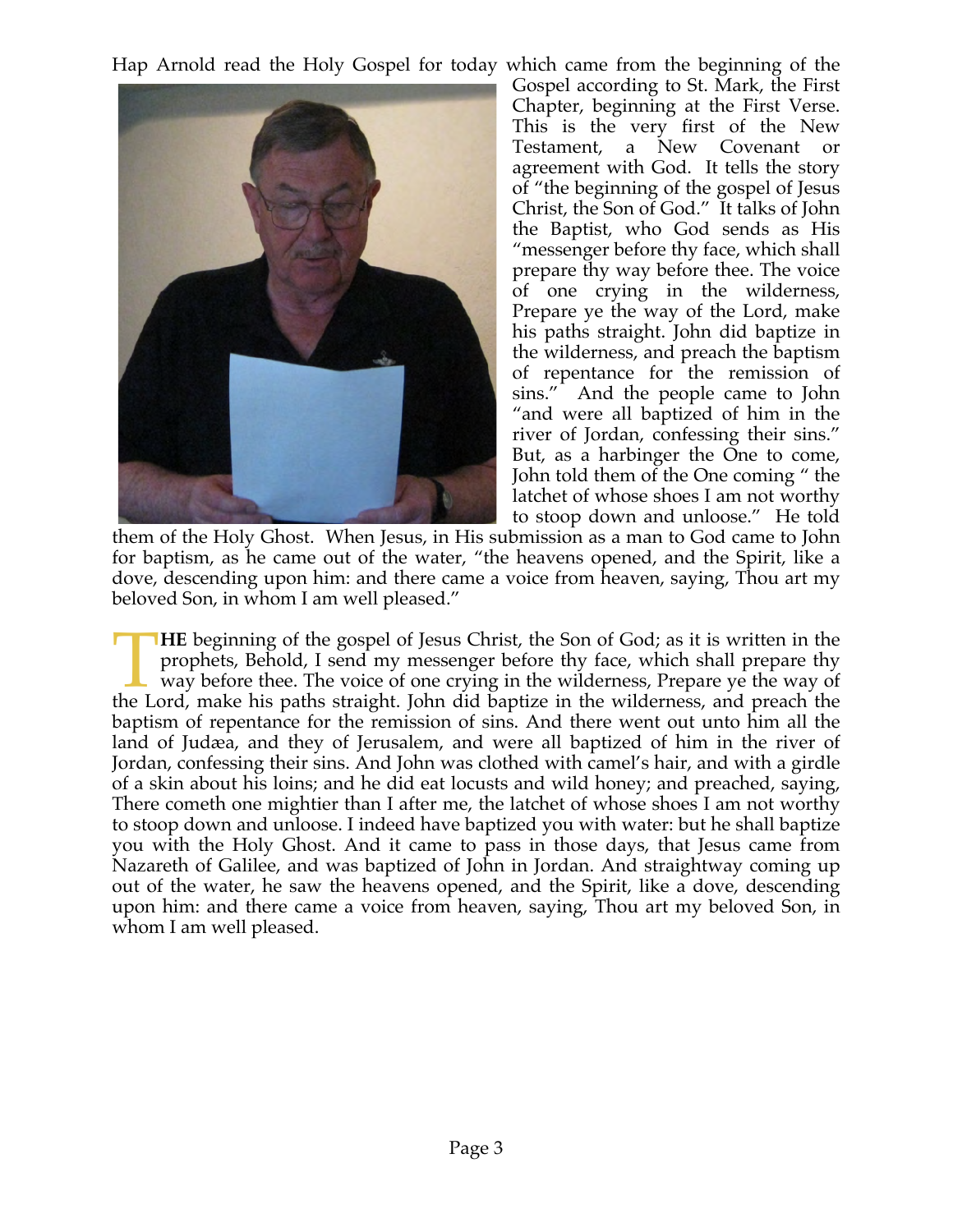Hap Arnold read the Holy Gospel for today which came from the beginning of the Gospel according to St. Mark, the First Chapter, beginning at the First Verse. This is the very first of the New Testament, a New Covenant or agreement with God. It tells the story of "the beginning of the gospel of Jesus Christ, the Son of God." It talks of John the Baptist, who God sends as His "messenger before thy face, which shall prepare thy way before thee. The voice of one crying in the wilderness, Prepare ye the way of the Lord, make his paths straight. John did baptize in the wilderness, and preach the baptism of repentance for the remission of sins." And the people came to John "and were all baptized of him in the river of Jordan, confessing their sins." But, as a harbinger the One to come, John told them of the One coming " the latchet of whose shoes I am not worthy to stoop down and unloose." He told them of the Holy Ghost. When Jesus, in His submission as a man to God came to John for baptism, as he came out of the water, "the heavens opened, and the Spirit, like a dove, descending upon him: and there came a voice from heaven, saying, Thou art my beloved Son, in whom I am well pleased."

**THE** beginning of the gospel of Jesus Christ, the Son of God; as it is written in the prophets, Behold, I send my messenger before thy face, which shall prepare thy way before thee. The voice of one crying in the wilderness, Prepare ye the way of the Lord, make his paths straight. John did baptize in the wilderness, and preach the baptism of repentance for the remission of sins. And there went out unto him all the land of Judæa, and they of Jerusalem, and were all baptized of him in the river of Jordan, confessing their sins. And John was clothed with camel's hair, and with a girdle of a skin about his loins; and he did eat locusts and wild honey; and preached, saying, There cometh one mightier than I after me, the latchet of whose shoes I am not worthy to stoop down and unloose. I indeed have baptized you with water: but he shall baptize you with the Holy Ghost. And it came to pass in those days, that Jesus came from Nazareth of Galilee, and was baptized of John in Jordan. And straightway coming up out of the water, he saw the heavens opened, and the Spirit, like a dove, descending upon him: and there came a voice from heaven, saying, Thou art my beloved Son, in whom I am well pleased.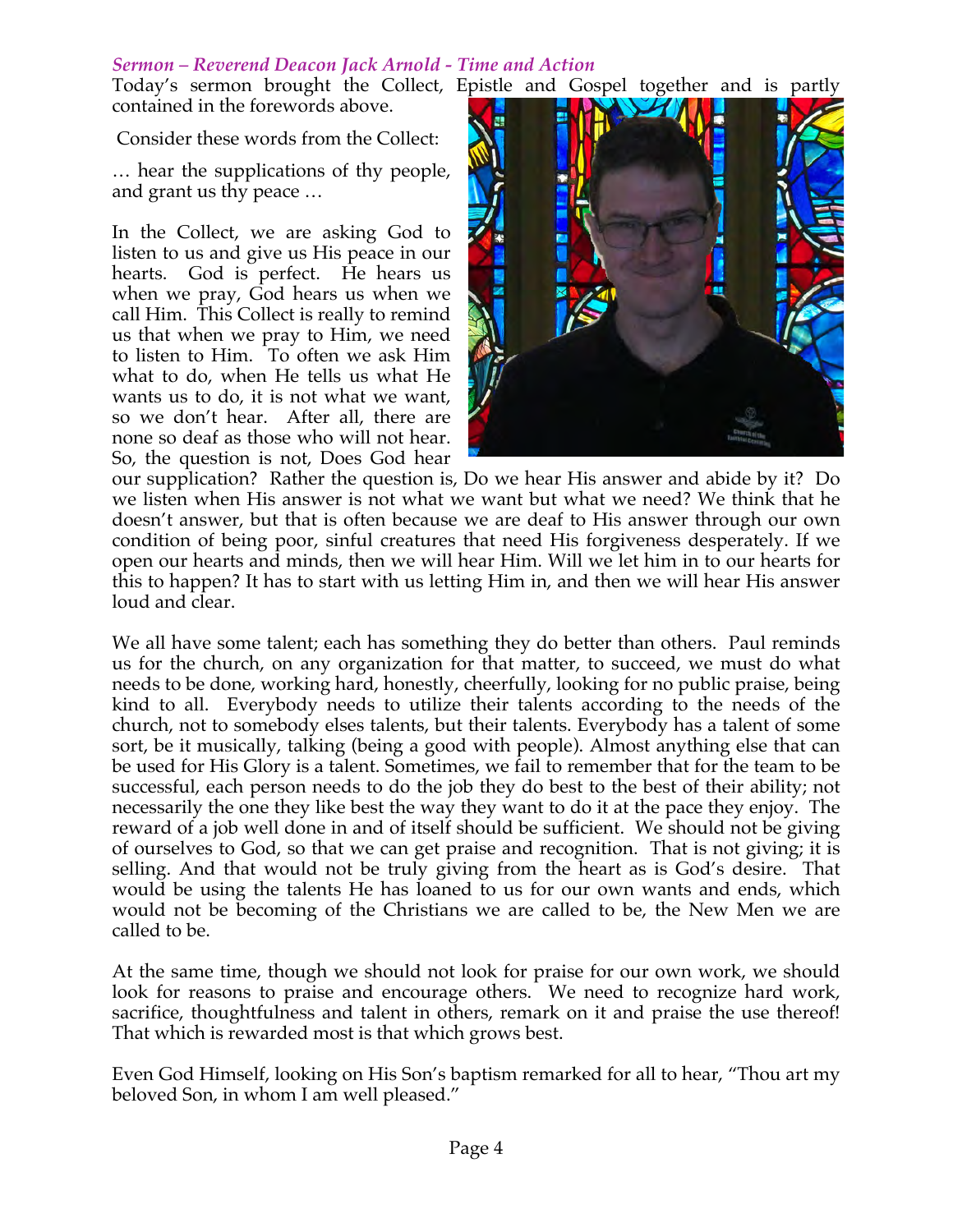*Sermon – Reverend Deacon Jack Arnold - Time and Action*

Today's sermon brought the Collect, Epistle and Gospel together and is partly contained in the forewords above.

Consider these words from the Collect:

… hear the supplications of thy people, and grant us thy peace …

In the Collect, we are asking God to listen to us and give us His peace in our hearts. God is perfect. He hears us when we pray, God hears us when we call Him. This Collect is really to remind us that when we pray to Him, we need to listen to Him. To often we ask Him what to do, when He tells us what He wants us to do, it is not what we want, so we don't hear. After all, there are none so deaf as those who will not hear. So, the question is not, Does God hear our supplication? Rather the question is, Do we hear His answer and abide by it? Do we listen when His answer is not what we want but what we need? We think that he doesn't answer, but that is often because we are deaf to His answer through our own condition of being poor, sinful creatures that need His forgiveness desperately. If we open our hearts and minds, then we will hear Him. Will we let him in to our hearts for this to happen? It has to start with us letting Him in, and then we will hear His answer loud and clear.

We all have some talent; each has something they do better than others. Paul reminds us for the church, on any organization for that matter, to succeed, we must do what needs to be done, working hard, honestly, cheerfully, looking for no public praise, being kind to all. Everybody needs to utilize their talents according to the needs of the church, not to somebody elses talents, but their talents. Everybody has a talent of some sort, be it musically, talking (being a good with people). Almost anything else that can be used for His Glory is a talent. Sometimes, we fail to remember that for the team to be successful, each person needs to do the job they do best to the best of their ability; not necessarily the one they like best the way they want to do it at the pace they enjoy. The reward of a job well done in and of itself should be sufficient. We should not be giving of ourselves to God, so that we can get praise and recognition. That is not giving; it is selling. And that would not be truly giving from the heart as is God's desire. That would be using the talents He has loaned to us for our own wants and ends, which would not be becoming of the Christians we are called to be, the New Men we are called to be.

At the same time, though we should not look for praise for our own work, we should look for reasons to praise and encourage others. We need to recognize hard work, sacrifice, thoughtfulness and talent in others, remark on it and praise the use thereof! That which is rewarded most is that which grows best.

Even God Himself, looking on His Son's baptism remarked for all to hear, "Thou art my beloved Son, in whom I am well pleased."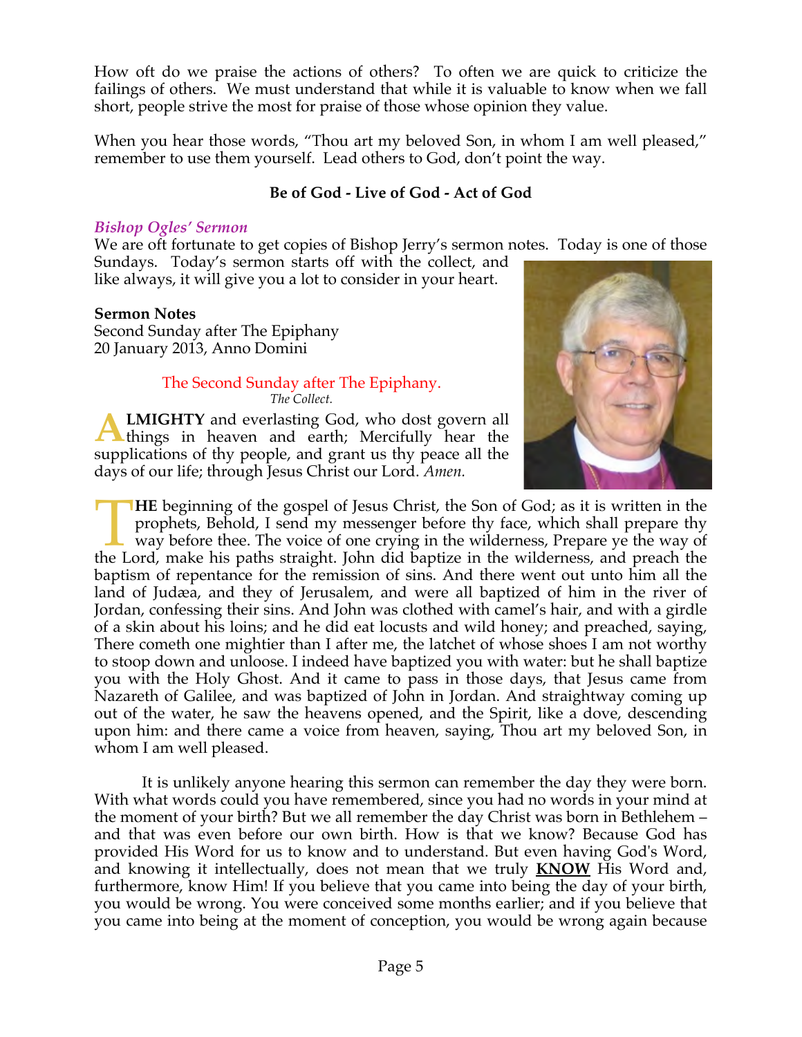How oft do we praise the actions of others? To often we are quick to criticize the failings of others. We must understand that while it is valuable to know when we fall short, people strive the most for praise of those whose opinion they value.

When you hear those words, "Thou art my beloved Son, in whom I am well pleased," remember to use them yourself. Lead others to God, don't point the way.

**Be of God - Live of God - Act of God**

### *Bishop Ogles' Sermon*

We are oft fortunate to get copies of Bishop Jerry's sermon notes. Today is one of those Sundays. Today's sermon starts off with the collect, and like always, it will give you a lot to consider in your heart.

**Sermon Notes**
Second Sunday after The Epiphany
20 January 2013, Anno Domini

The Second Sunday after The Epiphany.
*The Collect.*

**ALMIGHTY** and everlasting God, who dost govern all things in heaven and earth; Mercifully hear the supplications of thy people, and grant us thy peace all the days of our life; through Jesus Christ our Lord. *Amen.*

**THE** beginning of the gospel of Jesus Christ, the Son of God; as it is written in the prophets, Behold, I send my messenger before thy face, which shall prepare thy way before thee. The voice of one crying in the wilderness, Prepare ye the way of the Lord, make his paths straight. John did baptize in the wilderness, and preach the baptism of repentance for the remission of sins. And there went out unto him all the land of Judæa, and they of Jerusalem, and were all baptized of him in the river of Jordan, confessing their sins. And John was clothed with camel's hair, and with a girdle of a skin about his loins; and he did eat locusts and wild honey; and preached, saying, There cometh one mightier than I after me, the latchet of whose shoes I am not worthy to stoop down and unloose. I indeed have baptized you with water: but he shall baptize you with the Holy Ghost. And it came to pass in those days, that Jesus came from Nazareth of Galilee, and was baptized of John in Jordan. And straightway coming up out of the water, he saw the heavens opened, and the Spirit, like a dove, descending upon him: and there came a voice from heaven, saying, Thou art my beloved Son, in whom I am well pleased.

It is unlikely anyone hearing this sermon can remember the day they were born. With what words could you have remembered, since you had no words in your mind at the moment of your birth? But we all remember the day Christ was born in Bethlehem – and that was even before our own birth. How is that we know? Because God has provided His Word for us to know and to understand. But even having God's Word, and knowing it intellectually, does not mean that we truly **KNOW** His Word and, furthermore, know Him! If you believe that you came into being the day of your birth, you would be wrong. You were conceived some months earlier; and if you believe that you came into being at the moment of conception, you would be wrong again because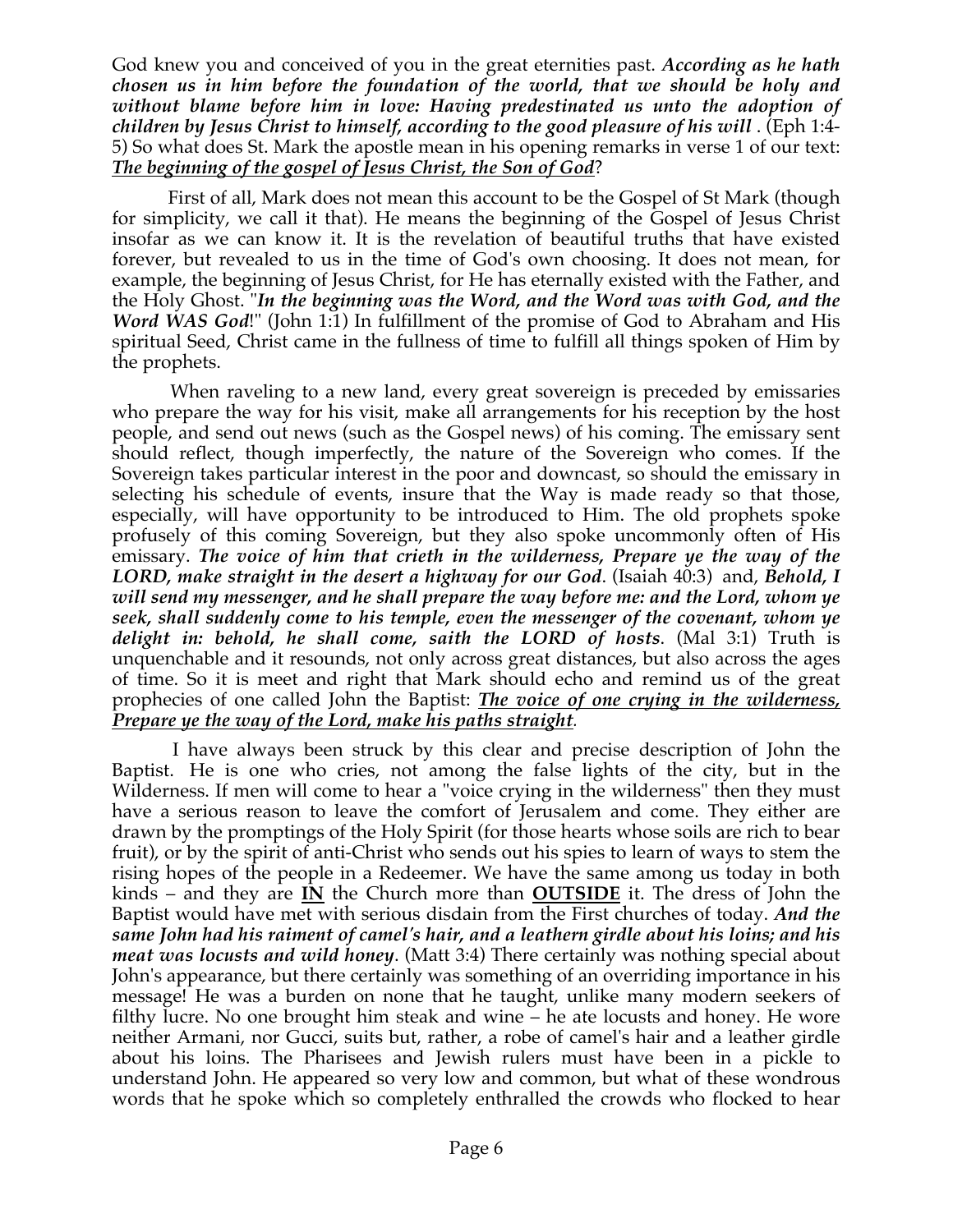God knew you and conceived of you in the great eternities past. ***According as he hath chosen us in him before the foundation of the world, that we should be holy and without blame before him in love: Having predestinated us unto the adoption of children by Jesus Christ to himself, according to the good pleasure of his will*** . (Eph 1:4-5) So what does St. Mark the apostle mean in his opening remarks in verse 1 of our text: ***<u>The beginning of the gospel of Jesus Christ, the Son of God</u>***?

First of all, Mark does not mean this account to be the Gospel of St Mark (though for simplicity, we call it that). He means the beginning of the Gospel of Jesus Christ insofar as we can know it. It is the revelation of beautiful truths that have existed forever, but revealed to us in the time of God's own choosing. It does not mean, for example, the beginning of Jesus Christ, for He has eternally existed with the Father, and the Holy Ghost. "***In the beginning was the Word, and the Word was with God, and the Word WAS God***!" (John 1:1) In fulfillment of the promise of God to Abraham and His spiritual Seed, Christ came in the fullness of time to fulfill all things spoken of Him by the prophets.

When raveling to a new land, every great sovereign is preceded by emissaries who prepare the way for his visit, make all arrangements for his reception by the host people, and send out news (such as the Gospel news) of his coming. The emissary sent should reflect, though imperfectly, the nature of the Sovereign who comes. If the Sovereign takes particular interest in the poor and downcast, so should the emissary in selecting his schedule of events, insure that the Way is made ready so that those, especially, will have opportunity to be introduced to Him. The old prophets spoke profusely of this coming Sovereign, but they also spoke uncommonly often of His emissary. ***The voice of him that crieth in the wilderness, Prepare ye the way of the LORD, make straight in the desert a highway for our God***. (Isaiah 40:3) and, ***Behold, I will send my messenger, and he shall prepare the way before me: and the Lord, whom ye seek, shall suddenly come to his temple, even the messenger of the covenant, whom ye delight in: behold, he shall come, saith the LORD of hosts***. (Mal 3:1) Truth is unquenchable and it resounds, not only across great distances, but also across the ages of time. So it is meet and right that Mark should echo and remind us of the great prophecies of one called John the Baptist: ***<u>The voice of one crying in the wilderness, Prepare ye the way of the Lord, make his paths straight</u>***.

I have always been struck by this clear and precise description of John the Baptist. He is one who cries, not among the false lights of the city, but in the Wilderness. If men will come to hear a "voice crying in the wilderness" then they must have a serious reason to leave the comfort of Jerusalem and come. They either are drawn by the promptings of the Holy Spirit (for those hearts whose soils are rich to bear fruit), or by the spirit of anti-Christ who sends out his spies to learn of ways to stem the rising hopes of the people in a Redeemer. We have the same among us today in both kinds – and they are **<u>IN</u>** the Church more than **<u>OUTSIDE</u>** it. The dress of John the Baptist would have met with serious disdain from the First churches of today. ***And the same John had his raiment of camel's hair, and a leathern girdle about his loins; and his meat was locusts and wild honey***. (Matt 3:4) There certainly was nothing special about John's appearance, but there certainly was something of an overriding importance in his message! He was a burden on none that he taught, unlike many modern seekers of filthy lucre. No one brought him steak and wine – he ate locusts and honey. He wore neither Armani, nor Gucci, suits but, rather, a robe of camel's hair and a leather girdle about his loins. The Pharisees and Jewish rulers must have been in a pickle to understand John. He appeared so very low and common, but what of these wondrous words that he spoke which so completely enthralled the crowds who flocked to hear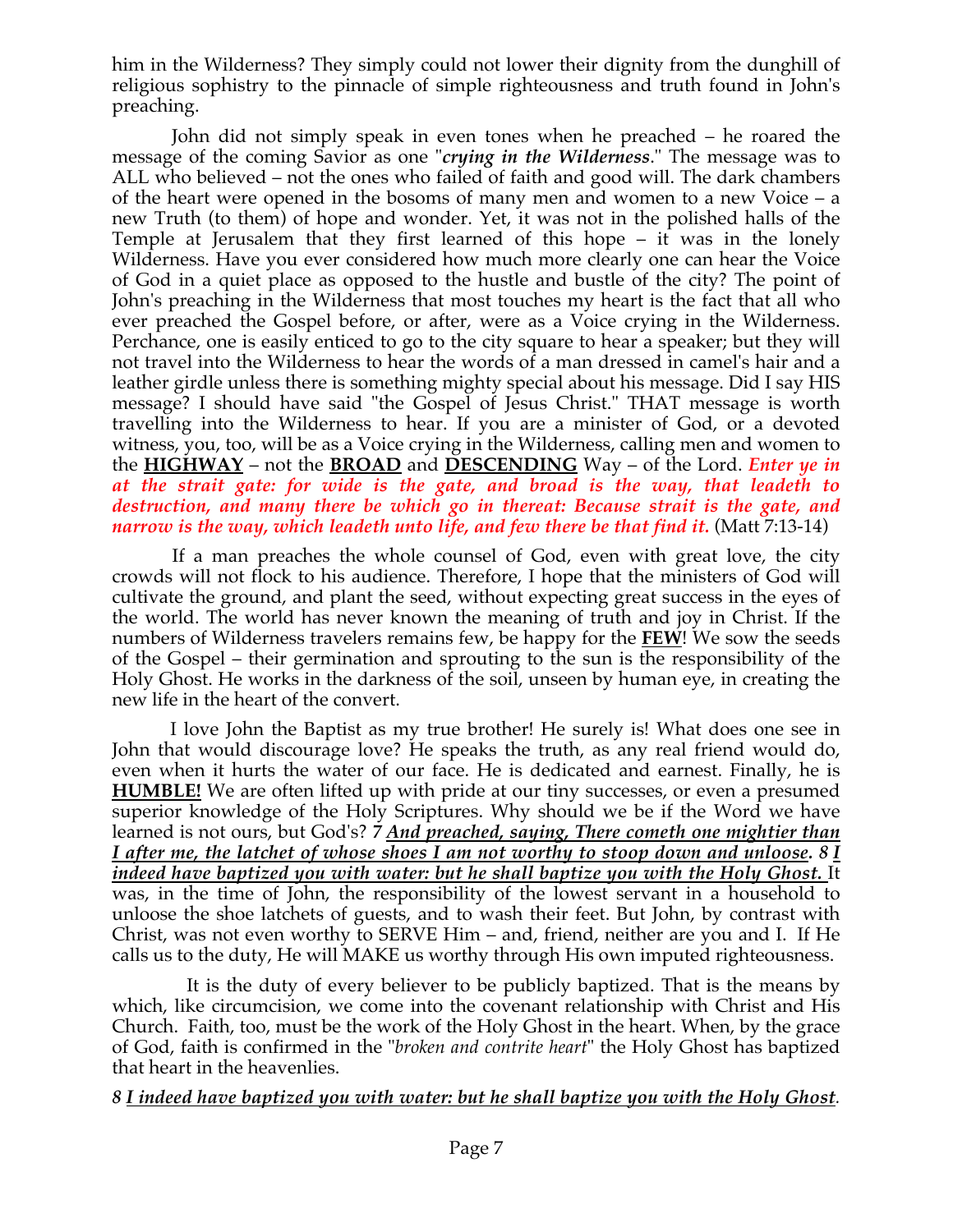him in the Wilderness? They simply could not lower their dignity from the dunghill of religious sophistry to the pinnacle of simple righteousness and truth found in John's preaching.

John did not simply speak in even tones when he preached – he roared the message of the coming Savior as one "*crying in the Wilderness*." The message was to ALL who believed – not the ones who failed of faith and good will. The dark chambers of the heart were opened in the bosoms of many men and women to a new Voice – a new Truth (to them) of hope and wonder. Yet, it was not in the polished halls of the Temple at Jerusalem that they first learned of this hope – it was in the lonely Wilderness. Have you ever considered how much more clearly one can hear the Voice of God in a quiet place as opposed to the hustle and bustle of the city? The point of John's preaching in the Wilderness that most touches my heart is the fact that all who ever preached the Gospel before, or after, were as a Voice crying in the Wilderness. Perchance, one is easily enticed to go to the city square to hear a speaker; but they will not travel into the Wilderness to hear the words of a man dressed in camel's hair and a leather girdle unless there is something mighty special about his message. Did I say HIS message? I should have said "the Gospel of Jesus Christ." THAT message is worth travelling into the Wilderness to hear. If you are a minister of God, or a devoted witness, you, too, will be as a Voice crying in the Wilderness, calling men and women to the <u>**HIGHWAY**</u> – not the <u>**BROAD**</u> and <u>**DESCENDING**</u> Way – of the Lord. ***Enter ye in at the strait gate: for wide is the gate, and broad is the way, that leadeth to destruction, and many there be which go in thereat: Because strait is the gate, and narrow is the way, which leadeth unto life, and few there be that find it.*** (Matt 7:13-14)

If a man preaches the whole counsel of God, even with great love, the city crowds will not flock to his audience. Therefore, I hope that the ministers of God will cultivate the ground, and plant the seed, without expecting great success in the eyes of the world. The world has never known the meaning of truth and joy in Christ. If the numbers of Wilderness travelers remains few, be happy for the <u>**FEW**</u>! We sow the seeds of the Gospel – their germination and sprouting to the sun is the responsibility of the Holy Ghost. He works in the darkness of the soil, unseen by human eye, in creating the new life in the heart of the convert.

I love John the Baptist as my true brother! He surely is! What does one see in John that would discourage love? He speaks the truth, as any real friend would do, even when it hurts the water of our face. He is dedicated and earnest. Finally, he is <u>**HUMBLE!**</u> We are often lifted up with pride at our tiny successes, or even a presumed superior knowledge of the Holy Scriptures. Why should we be if the Word we have learned is not ours, but God's? ***7 <u>And preached, saying, There cometh one mightier than I after me, the latchet of whose shoes I am not worthy to stoop down and unloose</u>. 8 <u>I indeed have baptized you with water: but he shall baptize you with the Holy Ghost.</u>*** It was, in the time of John, the responsibility of the lowest servant in a household to unloose the shoe latchets of guests, and to wash their feet. But John, by contrast with Christ, was not even worthy to SERVE Him – and, friend, neither are you and I. If He calls us to the duty, He will MAKE us worthy through His own imputed righteousness.

It is the duty of every believer to be publicly baptized. That is the means by which, like circumcision, we come into the covenant relationship with Christ and His Church. Faith, too, must be the work of the Holy Ghost in the heart. When, by the grace of God, faith is confirmed in the "*broken and contrite heart*" the Holy Ghost has baptized that heart in the heavenlies.

***8 <u>I indeed have baptized you with water: but he shall baptize you with the Holy Ghost</u>.***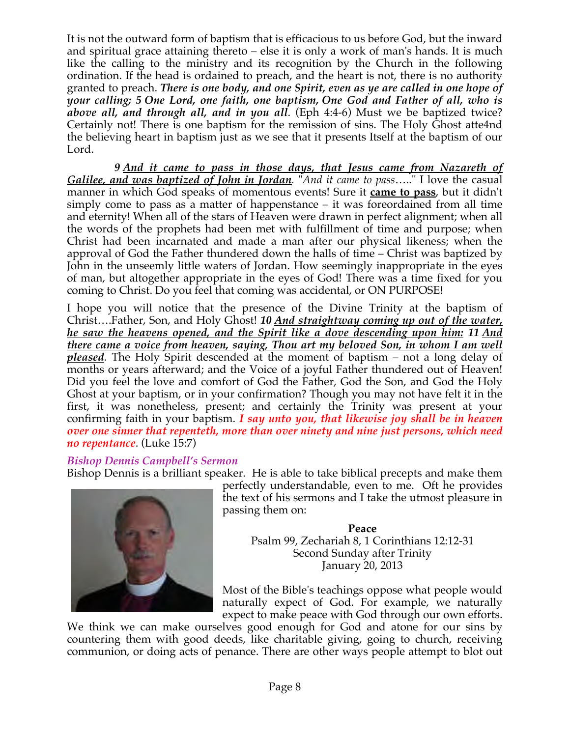It is not the outward form of baptism that is efficacious to us before God, but the inward and spiritual grace attaining thereto – else it is only a work of man's hands. It is much like the calling to the ministry and its recognition by the Church in the following ordination. If the head is ordained to preach, and the heart is not, there is no authority granted to preach. ***There is one body, and one Spirit, even as ye are called in one hope of your calling; 5 One Lord, one faith, one baptism, One God and Father of all, who is above all, and through all, and in you all***. (Eph 4:4-6) Must we be baptized twice? Certainly not! There is one baptism for the remission of sins. The Holy Ghost atte4nd the believing heart in baptism just as we see that it presents Itself at the baptism of our Lord.

***9** <u>And it came to pass in those days, that Jesus came from Nazareth of Galilee, and was baptized of John in Jordan</u>*. "*And it came to pass*….." I love the casual manner in which God speaks of momentous events! Sure it **<u>came to pass</u>**, but it didn't simply come to pass as a matter of happenstance – it was foreordained from all time and eternity! When all of the stars of Heaven were drawn in perfect alignment; when all the words of the prophets had been met with fulfillment of time and purpose; when Christ had been incarnated and made a man after our physical likeness; when the approval of God the Father thundered down the halls of time – Christ was baptized by John in the unseemly little waters of Jordan. How seemingly inappropriate in the eyes of man, but altogether appropriate in the eyes of God! There was a time fixed for you coming to Christ. Do you feel that coming was accidental, or ON PURPOSE!

I hope you will notice that the presence of the Divine Trinity at the baptism of Christ….Father, Son, and Holy Ghost! ***10** <u>And straightway coming up out of the water, he saw the heavens opened, and the Spirit like a dove descending upon him:</u> **11** <u>And there came a voice from heaven, saying, Thou art my beloved Son, in whom I am well pleased</u>*. The Holy Spirit descended at the moment of baptism – not a long delay of months or years afterward; and the Voice of a joyful Father thundered out of Heaven! Did you feel the love and comfort of God the Father, God the Son, and God the Holy Ghost at your baptism, or in your confirmation? Though you may not have felt it in the first, it was nonetheless, present; and certainly the Trinity was present at your confirming faith in your baptism. ***I say unto you, that likewise joy shall be in heaven over one sinner that repenteth, more than over ninety and nine just persons, which need no repentance***. (Luke 15:7)

### *Bishop Dennis Campbell's Sermon*

Bishop Dennis is a brilliant speaker. He is able to take biblical precepts and make them perfectly understandable, even to me. Oft he provides the text of his sermons and I take the utmost pleasure in passing them on:

**Peace**
Psalm 99, Zechariah 8, 1 Corinthians 12:12-31
Second Sunday after Trinity
January 20, 2013

Most of the Bible's teachings oppose what people would naturally expect of God. For example, we naturally expect to make peace with God through our own efforts. We think we can make ourselves good enough for God and atone for our sins by countering them with good deeds, like charitable giving, going to church, receiving communion, or doing acts of penance. There are other ways people attempt to blot out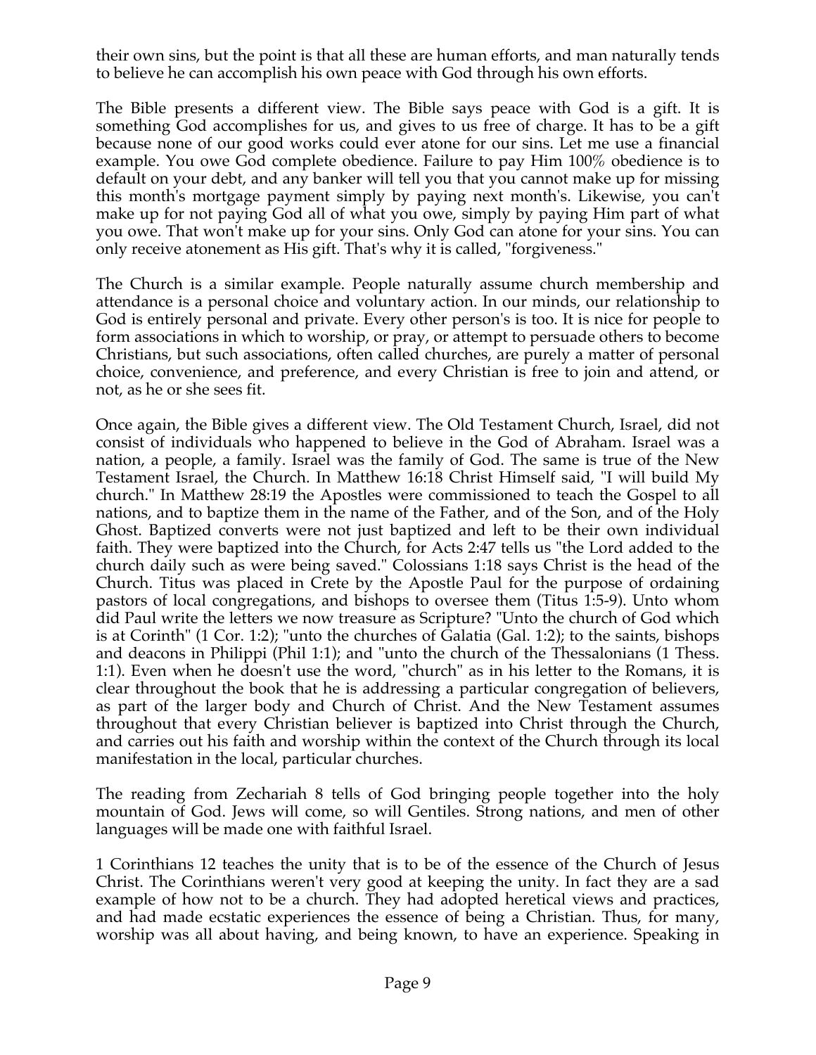their own sins, but the point is that all these are human efforts, and man naturally tends to believe he can accomplish his own peace with God through his own efforts.

The Bible presents a different view. The Bible says peace with God is a gift. It is something God accomplishes for us, and gives to us free of charge. It has to be a gift because none of our good works could ever atone for our sins. Let me use a financial example. You owe God complete obedience. Failure to pay Him 100% obedience is to default on your debt, and any banker will tell you that you cannot make up for missing this month's mortgage payment simply by paying next month's. Likewise, you can't make up for not paying God all of what you owe, simply by paying Him part of what you owe. That won't make up for your sins. Only God can atone for your sins. You can only receive atonement as His gift. That's why it is called, "forgiveness."

The Church is a similar example. People naturally assume church membership and attendance is a personal choice and voluntary action. In our minds, our relationship to God is entirely personal and private. Every other person's is too. It is nice for people to form associations in which to worship, or pray, or attempt to persuade others to become Christians, but such associations, often called churches, are purely a matter of personal choice, convenience, and preference, and every Christian is free to join and attend, or not, as he or she sees fit.

Once again, the Bible gives a different view. The Old Testament Church, Israel, did not consist of individuals who happened to believe in the God of Abraham. Israel was a nation, a people, a family. Israel was the family of God. The same is true of the New Testament Israel, the Church. In Matthew 16:18 Christ Himself said, "I will build My church." In Matthew 28:19 the Apostles were commissioned to teach the Gospel to all nations, and to baptize them in the name of the Father, and of the Son, and of the Holy Ghost. Baptized converts were not just baptized and left to be their own individual faith. They were baptized into the Church, for Acts 2:47 tells us "the Lord added to the church daily such as were being saved." Colossians 1:18 says Christ is the head of the Church. Titus was placed in Crete by the Apostle Paul for the purpose of ordaining pastors of local congregations, and bishops to oversee them (Titus 1:5-9). Unto whom did Paul write the letters we now treasure as Scripture? "Unto the church of God which is at Corinth" (1 Cor. 1:2); "unto the churches of Galatia (Gal. 1:2); to the saints, bishops and deacons in Philippi (Phil 1:1); and "unto the church of the Thessalonians (1 Thess. 1:1). Even when he doesn't use the word, "church" as in his letter to the Romans, it is clear throughout the book that he is addressing a particular congregation of believers, as part of the larger body and Church of Christ. And the New Testament assumes throughout that every Christian believer is baptized into Christ through the Church, and carries out his faith and worship within the context of the Church through its local manifestation in the local, particular churches.

The reading from Zechariah 8 tells of God bringing people together into the holy mountain of God. Jews will come, so will Gentiles. Strong nations, and men of other languages will be made one with faithful Israel.

1 Corinthians 12 teaches the unity that is to be of the essence of the Church of Jesus Christ. The Corinthians weren't very good at keeping the unity. In fact they are a sad example of how not to be a church. They had adopted heretical views and practices, and had made ecstatic experiences the essence of being a Christian. Thus, for many, worship was all about having, and being known, to have an experience. Speaking in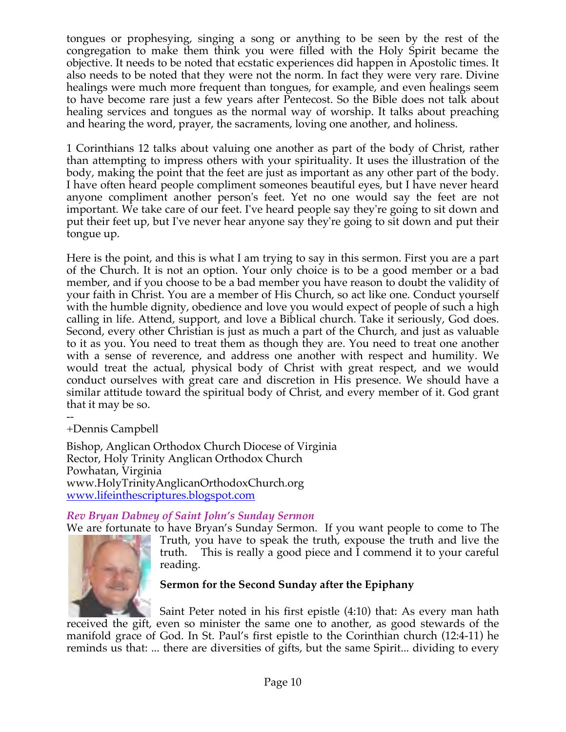tongues or prophesying, singing a song or anything to be seen by the rest of the congregation to make them think you were filled with the Holy Spirit became the objective. It needs to be noted that ecstatic experiences did happen in Apostolic times. It also needs to be noted that they were not the norm. In fact they were very rare. Divine healings were much more frequent than tongues, for example, and even healings seem to have become rare just a few years after Pentecost. So the Bible does not talk about healing services and tongues as the normal way of worship. It talks about preaching and hearing the word, prayer, the sacraments, loving one another, and holiness.

1 Corinthians 12 talks about valuing one another as part of the body of Christ, rather than attempting to impress others with your spirituality. It uses the illustration of the body, making the point that the feet are just as important as any other part of the body. I have often heard people compliment someones beautiful eyes, but I have never heard anyone compliment another person's feet. Yet no one would say the feet are not important. We take care of our feet. I've heard people say they're going to sit down and put their feet up, but I've never hear anyone say they're going to sit down and put their tongue up.

Here is the point, and this is what I am trying to say in this sermon. First you are a part of the Church. It is not an option. Your only choice is to be a good member or a bad member, and if you choose to be a bad member you have reason to doubt the validity of your faith in Christ. You are a member of His Church, so act like one. Conduct yourself with the humble dignity, obedience and love you would expect of people of such a high calling in life. Attend, support, and love a Biblical church. Take it seriously, God does. Second, every other Christian is just as much a part of the Church, and just as valuable to it as you. You need to treat them as though they are. You need to treat one another with a sense of reverence, and address one another with respect and humility. We would treat the actual, physical body of Christ with great respect, and we would conduct ourselves with great care and discretion in His presence. We should have a similar attitude toward the spiritual body of Christ, and every member of it. God grant that it may be so.

--
+Dennis Campbell

Bishop, Anglican Orthodox Church Diocese of Virginia
Rector, Holy Trinity Anglican Orthodox Church
Powhatan, Virginia
www.HolyTrinityAnglicanOrthodoxChurch.org
www.lifeinthescriptures.blogspot.com

### *Rev Bryan Dabney of Saint John's Sunday Sermon*

We are fortunate to have Bryan's Sunday Sermon. If you want people to come to The Truth, you have to speak the truth, expouse the truth and live the truth. This is really a good piece and I commend it to your careful reading.

**Sermon for the Second Sunday after the Epiphany**

Saint Peter noted in his first epistle (4:10) that: As every man hath received the gift, even so minister the same one to another, as good stewards of the manifold grace of God. In St. Paul's first epistle to the Corinthian church (12:4-11) he reminds us that: ... there are diversities of gifts, but the same Spirit... dividing to every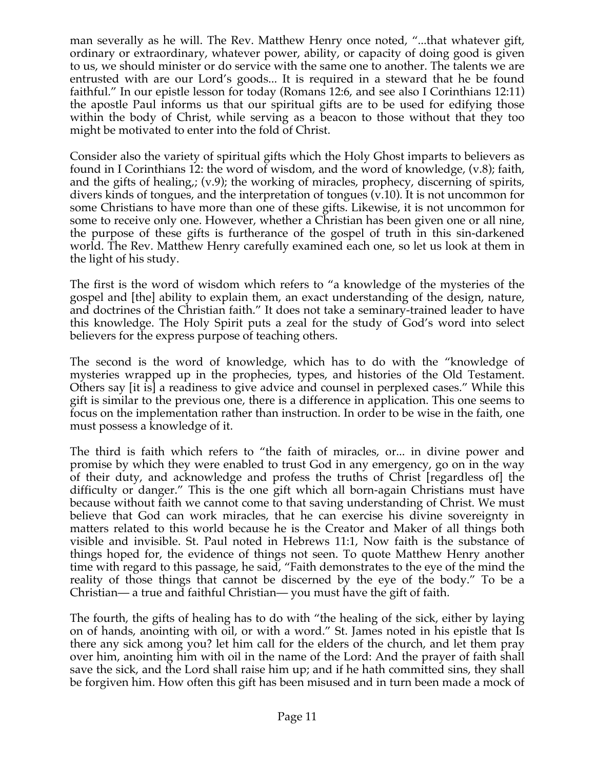man severally as he will. The Rev. Matthew Henry once noted, "...that whatever gift, ordinary or extraordinary, whatever power, ability, or capacity of doing good is given to us, we should minister or do service with the same one to another. The talents we are entrusted with are our Lord's goods... It is required in a steward that he be found faithful." In our epistle lesson for today (Romans 12:6, and see also I Corinthians 12:11) the apostle Paul informs us that our spiritual gifts are to be used for edifying those within the body of Christ, while serving as a beacon to those without that they too might be motivated to enter into the fold of Christ.

Consider also the variety of spiritual gifts which the Holy Ghost imparts to believers as found in I Corinthians 12: the word of wisdom, and the word of knowledge, (v.8); faith, and the gifts of healing,; (v.9); the working of miracles, prophecy, discerning of spirits, divers kinds of tongues, and the interpretation of tongues (v.10). It is not uncommon for some Christians to have more than one of these gifts. Likewise, it is not uncommon for some to receive only one. However, whether a Christian has been given one or all nine, the purpose of these gifts is furtherance of the gospel of truth in this sin-darkened world. The Rev. Matthew Henry carefully examined each one, so let us look at them in the light of his study.

The first is the word of wisdom which refers to "a knowledge of the mysteries of the gospel and [the] ability to explain them, an exact understanding of the design, nature, and doctrines of the Christian faith." It does not take a seminary-trained leader to have this knowledge. The Holy Spirit puts a zeal for the study of God's word into select believers for the express purpose of teaching others.

The second is the word of knowledge, which has to do with the "knowledge of mysteries wrapped up in the prophecies, types, and histories of the Old Testament. Others say [it is] a readiness to give advice and counsel in perplexed cases." While this gift is similar to the previous one, there is a difference in application. This one seems to focus on the implementation rather than instruction. In order to be wise in the faith, one must possess a knowledge of it.

The third is faith which refers to "the faith of miracles, or... in divine power and promise by which they were enabled to trust God in any emergency, go on in the way of their duty, and acknowledge and profess the truths of Christ [regardless of] the difficulty or danger." This is the one gift which all born-again Christians must have because without faith we cannot come to that saving understanding of Christ. We must believe that God can work miracles, that he can exercise his divine sovereignty in matters related to this world because he is the Creator and Maker of all things both visible and invisible. St. Paul noted in Hebrews 11:1, Now faith is the substance of things hoped for, the evidence of things not seen. To quote Matthew Henry another time with regard to this passage, he said, "Faith demonstrates to the eye of the mind the reality of those things that cannot be discerned by the eye of the body." To be a Christian— a true and faithful Christian— you must have the gift of faith.

The fourth, the gifts of healing has to do with "the healing of the sick, either by laying on of hands, anointing with oil, or with a word." St. James noted in his epistle that Is there any sick among you? let him call for the elders of the church, and let them pray over him, anointing him with oil in the name of the Lord: And the prayer of faith shall save the sick, and the Lord shall raise him up; and if he hath committed sins, they shall be forgiven him. How often this gift has been misused and in turn been made a mock of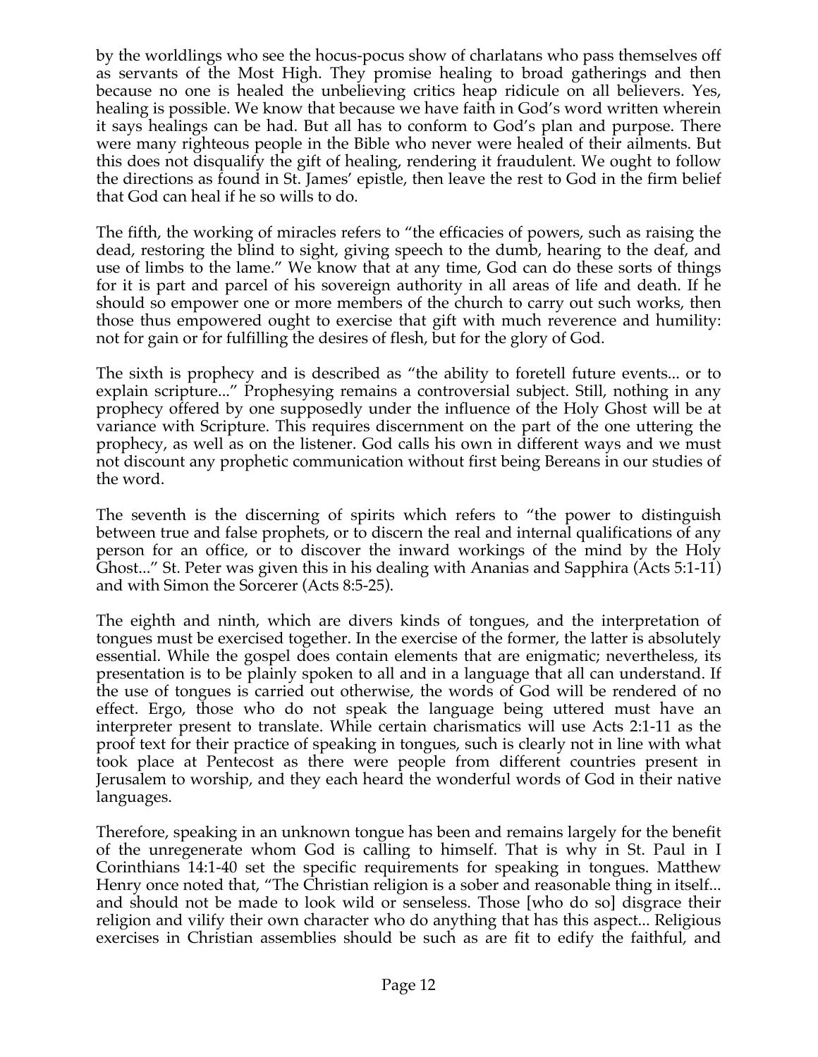by the worldlings who see the hocus-pocus show of charlatans who pass themselves off as servants of the Most High. They promise healing to broad gatherings and then because no one is healed the unbelieving critics heap ridicule on all believers. Yes, healing is possible. We know that because we have faith in God's word written wherein it says healings can be had. But all has to conform to God's plan and purpose. There were many righteous people in the Bible who never were healed of their ailments. But this does not disqualify the gift of healing, rendering it fraudulent. We ought to follow the directions as found in St. James' epistle, then leave the rest to God in the firm belief that God can heal if he so wills to do.

The fifth, the working of miracles refers to "the efficacies of powers, such as raising the dead, restoring the blind to sight, giving speech to the dumb, hearing to the deaf, and use of limbs to the lame." We know that at any time, God can do these sorts of things for it is part and parcel of his sovereign authority in all areas of life and death. If he should so empower one or more members of the church to carry out such works, then those thus empowered ought to exercise that gift with much reverence and humility: not for gain or for fulfilling the desires of flesh, but for the glory of God.

The sixth is prophecy and is described as "the ability to foretell future events... or to explain scripture..." Prophesying remains a controversial subject. Still, nothing in any prophecy offered by one supposedly under the influence of the Holy Ghost will be at variance with Scripture. This requires discernment on the part of the one uttering the prophecy, as well as on the listener. God calls his own in different ways and we must not discount any prophetic communication without first being Bereans in our studies of the word.

The seventh is the discerning of spirits which refers to "the power to distinguish between true and false prophets, or to discern the real and internal qualifications of any person for an office, or to discover the inward workings of the mind by the Holy Ghost..." St. Peter was given this in his dealing with Ananias and Sapphira (Acts 5:1-11) and with Simon the Sorcerer (Acts 8:5-25).

The eighth and ninth, which are divers kinds of tongues, and the interpretation of tongues must be exercised together. In the exercise of the former, the latter is absolutely essential. While the gospel does contain elements that are enigmatic; nevertheless, its presentation is to be plainly spoken to all and in a language that all can understand. If the use of tongues is carried out otherwise, the words of God will be rendered of no effect. Ergo, those who do not speak the language being uttered must have an interpreter present to translate. While certain charismatics will use Acts 2:1-11 as the proof text for their practice of speaking in tongues, such is clearly not in line with what took place at Pentecost as there were people from different countries present in Jerusalem to worship, and they each heard the wonderful words of God in their native languages.

Therefore, speaking in an unknown tongue has been and remains largely for the benefit of the unregenerate whom God is calling to himself. That is why in St. Paul in I Corinthians 14:1-40 set the specific requirements for speaking in tongues. Matthew Henry once noted that, "The Christian religion is a sober and reasonable thing in itself... and should not be made to look wild or senseless. Those [who do so] disgrace their religion and vilify their own character who do anything that has this aspect... Religious exercises in Christian assemblies should be such as are fit to edify the faithful, and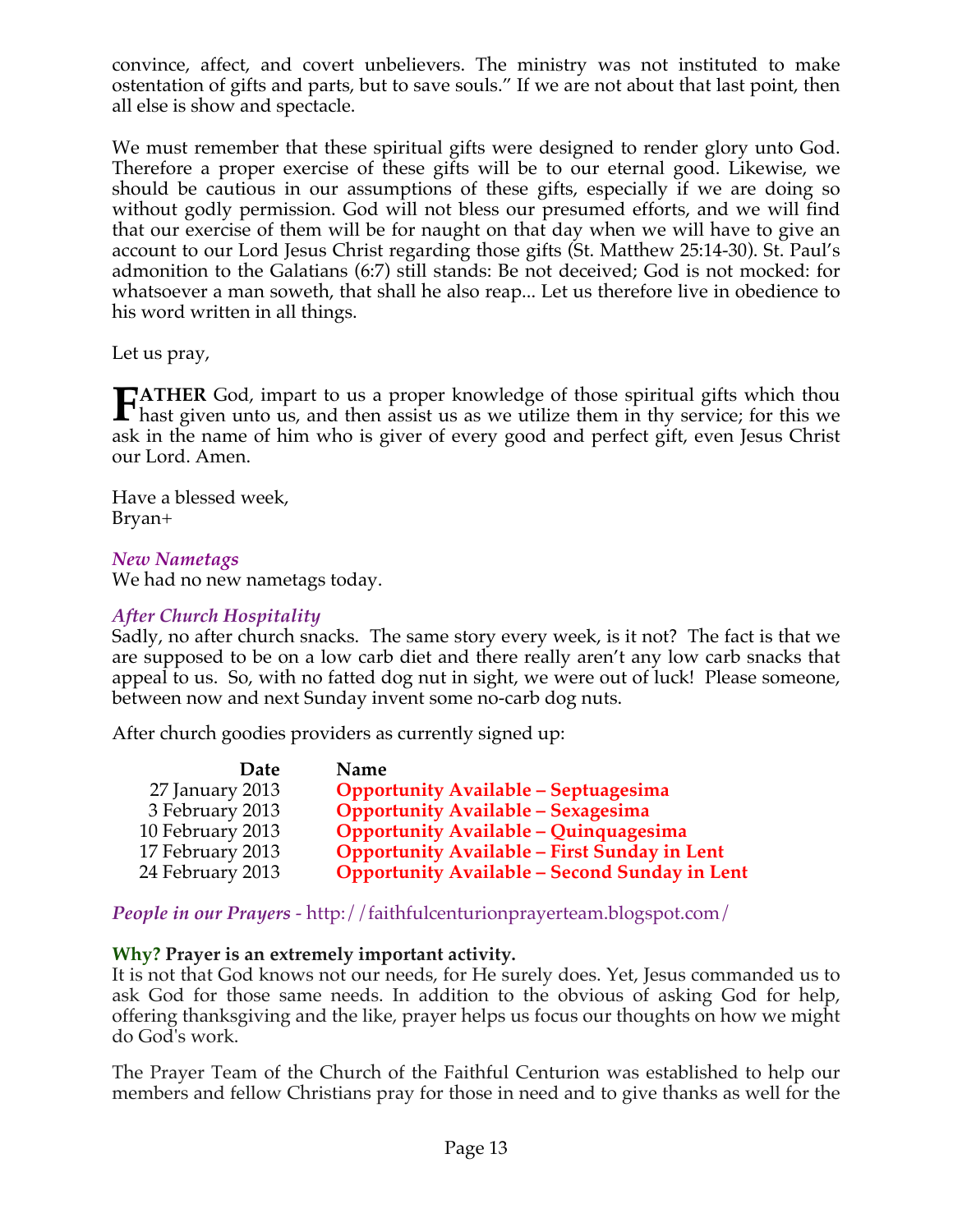convince, affect, and covert unbelievers. The ministry was not instituted to make ostentation of gifts and parts, but to save souls." If we are not about that last point, then all else is show and spectacle.

We must remember that these spiritual gifts were designed to render glory unto God. Therefore a proper exercise of these gifts will be to our eternal good. Likewise, we should be cautious in our assumptions of these gifts, especially if we are doing so without godly permission. God will not bless our presumed efforts, and we will find that our exercise of them will be for naught on that day when we will have to give an account to our Lord Jesus Christ regarding those gifts (St. Matthew 25:14-30). St. Paul's admonition to the Galatians (6:7) still stands: Be not deceived; God is not mocked: for whatsoever a man soweth, that shall he also reap... Let us therefore live in obedience to his word written in all things.

Let us pray,

**FATHER** God, impart to us a proper knowledge of those spiritual gifts which thou hast given unto us, and then assist us as we utilize them in thy service; for this we ask in the name of him who is giver of every good and perfect gift, even Jesus Christ our Lord. Amen.

Have a blessed week,
Bryan+

### *New Nametags*

We had no new nametags today.

### *After Church Hospitality*

Sadly, no after church snacks. The same story every week, is it not? The fact is that we are supposed to be on a low carb diet and there really aren't any low carb snacks that appeal to us. So, with no fatted dog nut in sight, we were out of luck! Please someone, between now and next Sunday invent some no-carb dog nuts.

After church goodies providers as currently signed up:

| Date | Name |
|---:|---|
| 27 January 2013 | **Opportunity Available – Septuagesima** |
| 3 February 2013 | **Opportunity Available – Sexagesima** |
| 10 February 2013 | **Opportunity Available – Quinquagesima** |
| 17 February 2013 | **Opportunity Available – First Sunday in Lent** |
| 24 February 2013 | **Opportunity Available – Second Sunday in Lent** |

*People in our Prayers* - http://faithfulcenturionprayerteam.blogspot.com/

**Why? Prayer is an extremely important activity.**
It is not that God knows not our needs, for He surely does. Yet, Jesus commanded us to ask God for those same needs. In addition to the obvious of asking God for help, offering thanksgiving and the like, prayer helps us focus our thoughts on how we might do God's work.

The Prayer Team of the Church of the Faithful Centurion was established to help our members and fellow Christians pray for those in need and to give thanks as well for the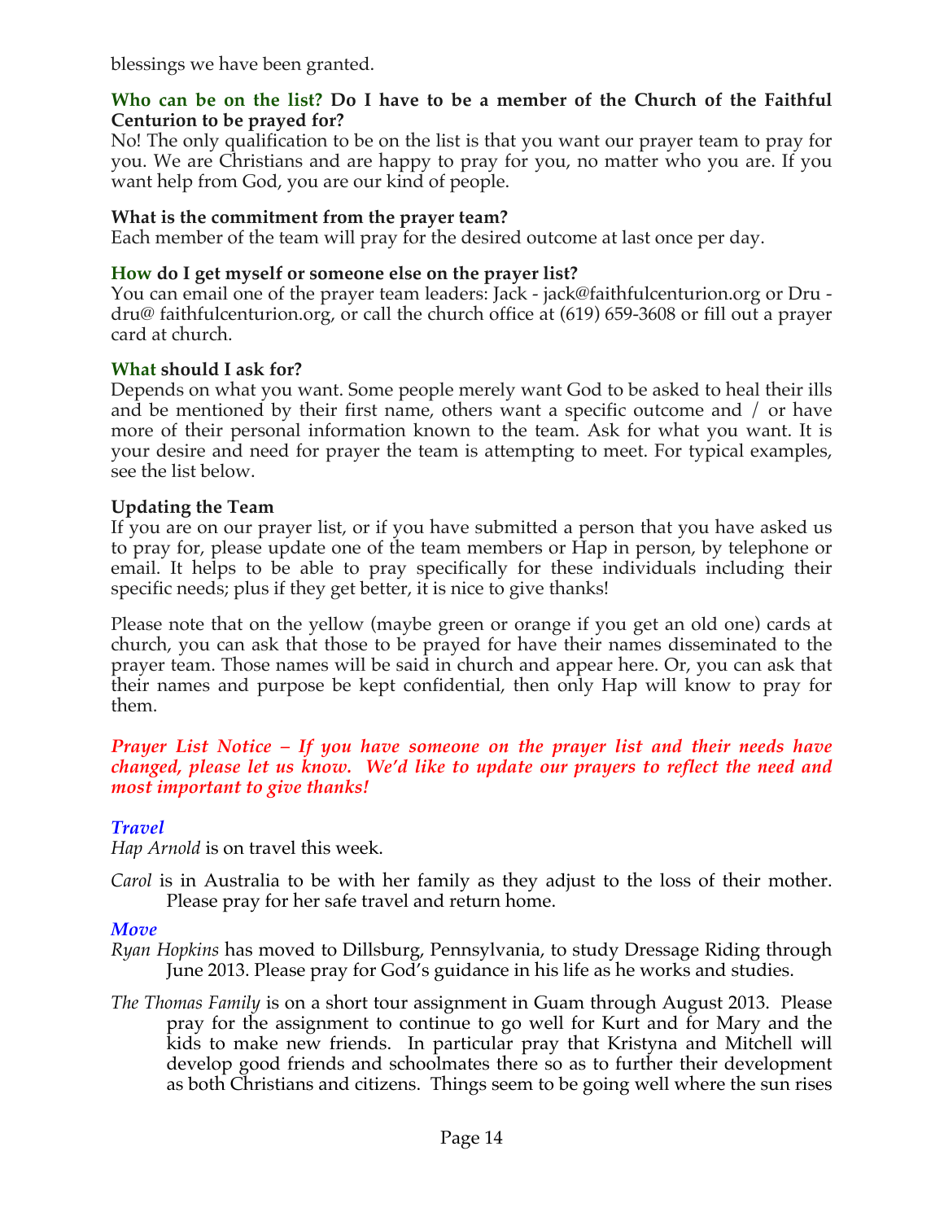blessings we have been granted.

**Who can be on the list? Do I have to be a member of the Church of the Faithful Centurion to be prayed for?**
No! The only qualification to be on the list is that you want our prayer team to pray for you. We are Christians and are happy to pray for you, no matter who you are. If you want help from God, you are our kind of people.

**What is the commitment from the prayer team?**
Each member of the team will pray for the desired outcome at last once per day.

**How do I get myself or someone else on the prayer list?**
You can email one of the prayer team leaders: Jack - jack@faithfulcenturion.org or Dru - dru@ faithfulcenturion.org, or call the church office at (619) 659-3608 or fill out a prayer card at church.

**What should I ask for?**
Depends on what you want. Some people merely want God to be asked to heal their ills and be mentioned by their first name, others want a specific outcome and / or have more of their personal information known to the team. Ask for what you want. It is your desire and need for prayer the team is attempting to meet. For typical examples, see the list below.

**Updating the Team**
If you are on our prayer list, or if you have submitted a person that you have asked us to pray for, please update one of the team members or Hap in person, by telephone or email. It helps to be able to pray specifically for these individuals including their specific needs; plus if they get better, it is nice to give thanks!

Please note that on the yellow (maybe green or orange if you get an old one) cards at church, you can ask that those to be prayed for have their names disseminated to the prayer team. Those names will be said in church and appear here. Or, you can ask that their names and purpose be kept confidential, then only Hap will know to pray for them.

***Prayer List Notice – If you have someone on the prayer list and their needs have changed, please let us know. We'd like to update our prayers to reflect the need and most important to give thanks!***

***Travel***

*Hap Arnold* is on travel this week.

*Carol* is in Australia to be with her family as they adjust to the loss of their mother. Please pray for her safe travel and return home.

***Move***

*Ryan Hopkins* has moved to Dillsburg, Pennsylvania, to study Dressage Riding through June 2013. Please pray for God's guidance in his life as he works and studies.

*The Thomas Family* is on a short tour assignment in Guam through August 2013. Please pray for the assignment to continue to go well for Kurt and for Mary and the kids to make new friends. In particular pray that Kristyna and Mitchell will develop good friends and schoolmates there so as to further their development as both Christians and citizens. Things seem to be going well where the sun rises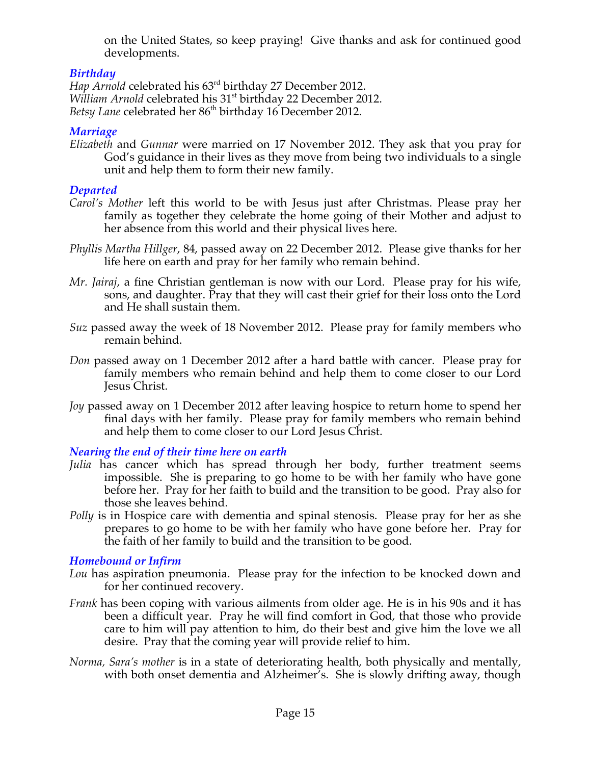on the United States, so keep praying! Give thanks and ask for continued good developments.

### *Birthday*

*Hap Arnold* celebrated his 63rd birthday 27 December 2012.
*William Arnold* celebrated his 31st birthday 22 December 2012.
*Betsy Lane* celebrated her 86th birthday 16 December 2012.

### *Marriage*

*Elizabeth* and *Gunnar* were married on 17 November 2012. They ask that you pray for God's guidance in their lives as they move from being two individuals to a single unit and help them to form their new family.

### *Departed*

*Carol's Mother* left this world to be with Jesus just after Christmas. Please pray her family as together they celebrate the home going of their Mother and adjust to her absence from this world and their physical lives here.

*Phyllis Martha Hillger*, 84, passed away on 22 December 2012. Please give thanks for her life here on earth and pray for her family who remain behind.

*Mr. Jairaj*, a fine Christian gentleman is now with our Lord. Please pray for his wife, sons, and daughter. Pray that they will cast their grief for their loss onto the Lord and He shall sustain them.

*Suz* passed away the week of 18 November 2012. Please pray for family members who remain behind.

*Don* passed away on 1 December 2012 after a hard battle with cancer. Please pray for family members who remain behind and help them to come closer to our Lord Jesus Christ.

*Joy* passed away on 1 December 2012 after leaving hospice to return home to spend her final days with her family. Please pray for family members who remain behind and help them to come closer to our Lord Jesus Christ.

### *Nearing the end of their time here on earth*

*Julia* has cancer which has spread through her body, further treatment seems impossible. She is preparing to go home to be with her family who have gone before her. Pray for her faith to build and the transition to be good. Pray also for those she leaves behind.

*Polly* is in Hospice care with dementia and spinal stenosis. Please pray for her as she prepares to go home to be with her family who have gone before her. Pray for the faith of her family to build and the transition to be good.

### *Homebound or Infirm*

*Lou* has aspiration pneumonia. Please pray for the infection to be knocked down and for her continued recovery.

*Frank* has been coping with various ailments from older age. He is in his 90s and it has been a difficult year. Pray he will find comfort in God, that those who provide care to him will pay attention to him, do their best and give him the love we all desire. Pray that the coming year will provide relief to him.

*Norma, Sara's mother* is in a state of deteriorating health, both physically and mentally, with both onset dementia and Alzheimer's. She is slowly drifting away, though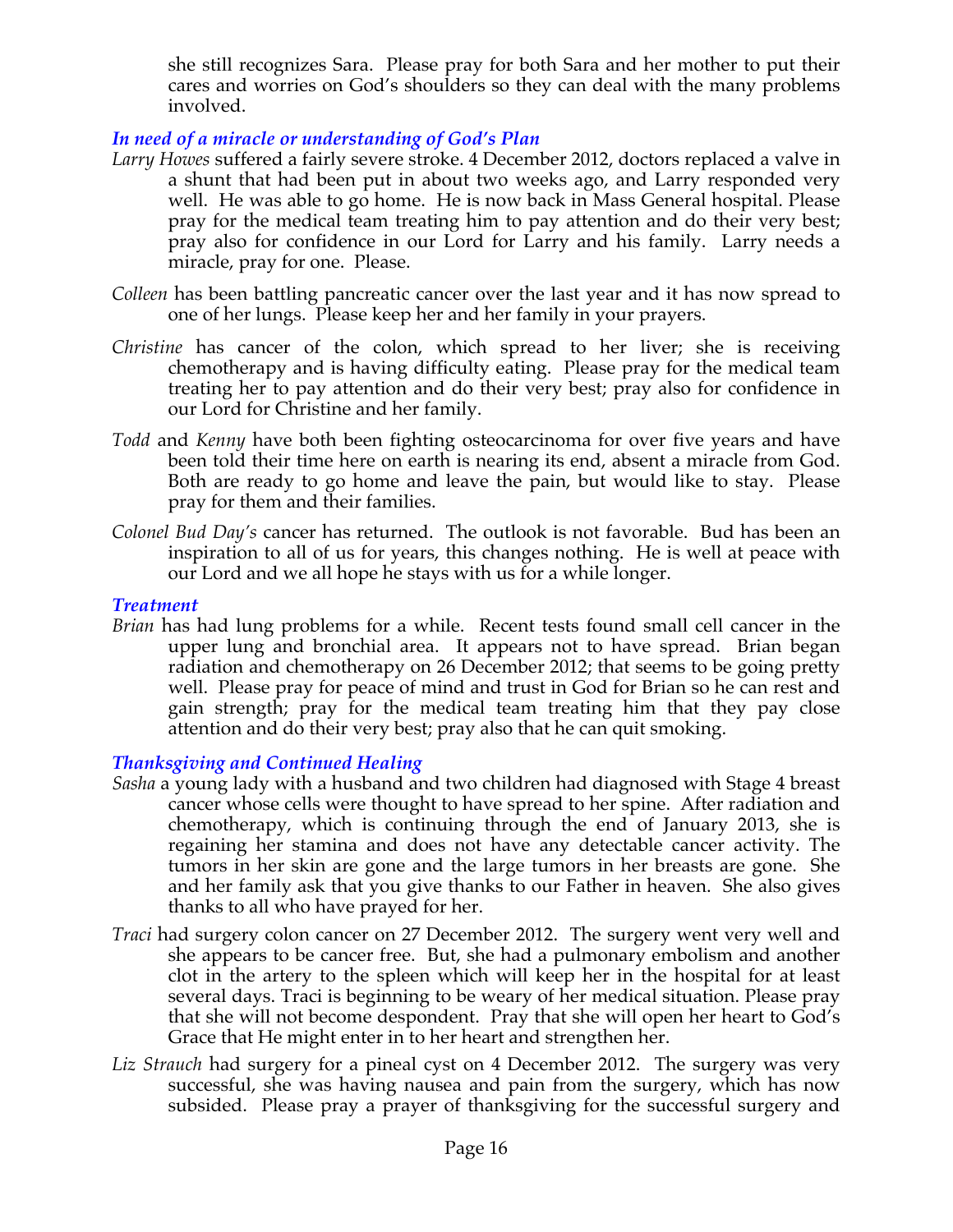she still recognizes Sara. Please pray for both Sara and her mother to put their cares and worries on God's shoulders so they can deal with the many problems involved.

### *In need of a miracle or understanding of God's Plan*

*Larry Howes* suffered a fairly severe stroke. 4 December 2012, doctors replaced a valve in a shunt that had been put in about two weeks ago, and Larry responded very well. He was able to go home. He is now back in Mass General hospital. Please pray for the medical team treating him to pay attention and do their very best; pray also for confidence in our Lord for Larry and his family. Larry needs a miracle, pray for one. Please.

*Colleen* has been battling pancreatic cancer over the last year and it has now spread to one of her lungs. Please keep her and her family in your prayers.

*Christine* has cancer of the colon, which spread to her liver; she is receiving chemotherapy and is having difficulty eating. Please pray for the medical team treating her to pay attention and do their very best; pray also for confidence in our Lord for Christine and her family.

*Todd* and *Kenny* have both been fighting osteocarcinoma for over five years and have been told their time here on earth is nearing its end, absent a miracle from God. Both are ready to go home and leave the pain, but would like to stay. Please pray for them and their families.

*Colonel Bud Day's* cancer has returned. The outlook is not favorable. Bud has been an inspiration to all of us for years, this changes nothing. He is well at peace with our Lord and we all hope he stays with us for a while longer.

### *Treatment*

*Brian* has had lung problems for a while. Recent tests found small cell cancer in the upper lung and bronchial area. It appears not to have spread. Brian began radiation and chemotherapy on 26 December 2012; that seems to be going pretty well. Please pray for peace of mind and trust in God for Brian so he can rest and gain strength; pray for the medical team treating him that they pay close attention and do their very best; pray also that he can quit smoking.

### *Thanksgiving and Continued Healing*

*Sasha* a young lady with a husband and two children had diagnosed with Stage 4 breast cancer whose cells were thought to have spread to her spine. After radiation and chemotherapy, which is continuing through the end of January 2013, she is regaining her stamina and does not have any detectable cancer activity. The tumors in her skin are gone and the large tumors in her breasts are gone. She and her family ask that you give thanks to our Father in heaven. She also gives thanks to all who have prayed for her.

*Traci* had surgery colon cancer on 27 December 2012. The surgery went very well and she appears to be cancer free. But, she had a pulmonary embolism and another clot in the artery to the spleen which will keep her in the hospital for at least several days. Traci is beginning to be weary of her medical situation. Please pray that she will not become despondent. Pray that she will open her heart to God's Grace that He might enter in to her heart and strengthen her.

*Liz Strauch* had surgery for a pineal cyst on 4 December 2012. The surgery was very successful, she was having nausea and pain from the surgery, which has now subsided. Please pray a prayer of thanksgiving for the successful surgery and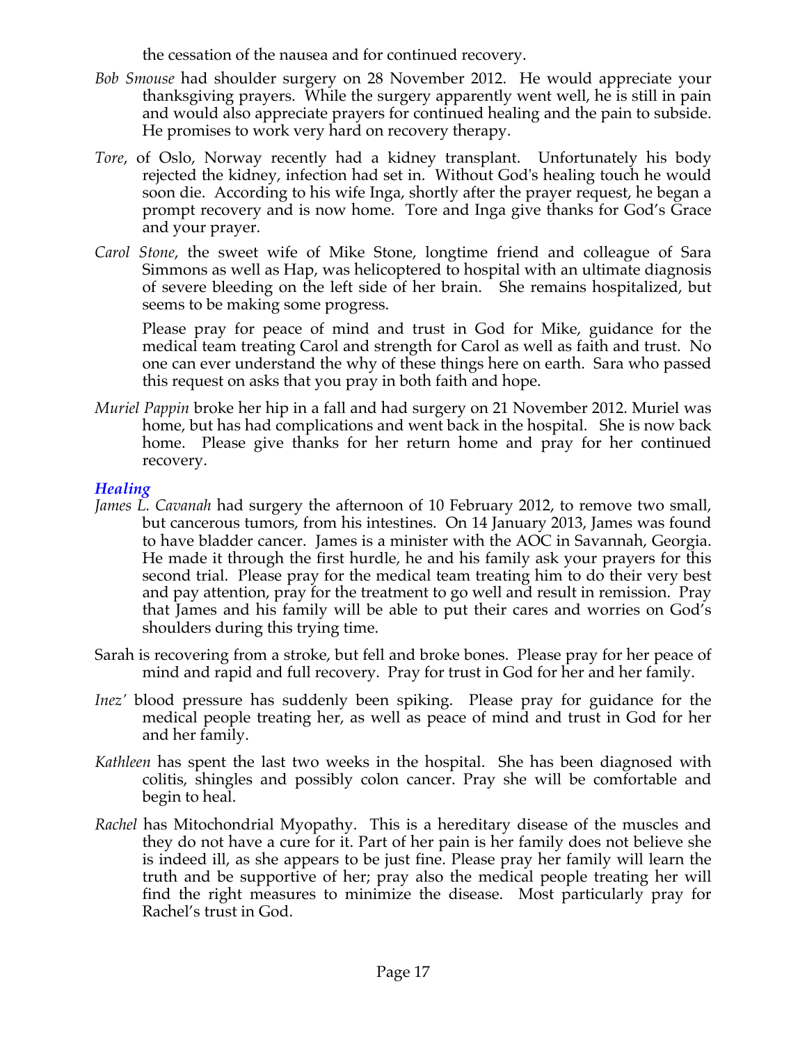the cessation of the nausea and for continued recovery.

*Bob Smouse* had shoulder surgery on 28 November 2012. He would appreciate your thanksgiving prayers. While the surgery apparently went well, he is still in pain and would also appreciate prayers for continued healing and the pain to subside. He promises to work very hard on recovery therapy.

*Tore*, of Oslo, Norway recently had a kidney transplant. Unfortunately his body rejected the kidney, infection had set in. Without God's healing touch he would soon die. According to his wife Inga, shortly after the prayer request, he began a prompt recovery and is now home. Tore and Inga give thanks for God's Grace and your prayer.

*Carol Stone*, the sweet wife of Mike Stone, longtime friend and colleague of Sara Simmons as well as Hap, was helicoptered to hospital with an ultimate diagnosis of severe bleeding on the left side of her brain. She remains hospitalized, but seems to be making some progress.

Please pray for peace of mind and trust in God for Mike, guidance for the medical team treating Carol and strength for Carol as well as faith and trust. No one can ever understand the why of these things here on earth. Sara who passed this request on asks that you pray in both faith and hope.

*Muriel Pappin* broke her hip in a fall and had surgery on 21 November 2012. Muriel was home, but has had complications and went back in the hospital. She is now back home. Please give thanks for her return home and pray for her continued recovery.

### *Healing*

*James L. Cavanah* had surgery the afternoon of 10 February 2012, to remove two small, but cancerous tumors, from his intestines. On 14 January 2013, James was found to have bladder cancer. James is a minister with the AOC in Savannah, Georgia. He made it through the first hurdle, he and his family ask your prayers for this second trial. Please pray for the medical team treating him to do their very best and pay attention, pray for the treatment to go well and result in remission. Pray that James and his family will be able to put their cares and worries on God's shoulders during this trying time.

Sarah is recovering from a stroke, but fell and broke bones. Please pray for her peace of mind and rapid and full recovery. Pray for trust in God for her and her family.

*Inez'* blood pressure has suddenly been spiking. Please pray for guidance for the medical people treating her, as well as peace of mind and trust in God for her and her family.

*Kathleen* has spent the last two weeks in the hospital. She has been diagnosed with colitis, shingles and possibly colon cancer. Pray she will be comfortable and begin to heal.

*Rachel* has Mitochondrial Myopathy. This is a hereditary disease of the muscles and they do not have a cure for it. Part of her pain is her family does not believe she is indeed ill, as she appears to be just fine. Please pray her family will learn the truth and be supportive of her; pray also the medical people treating her will find the right measures to minimize the disease. Most particularly pray for Rachel's trust in God.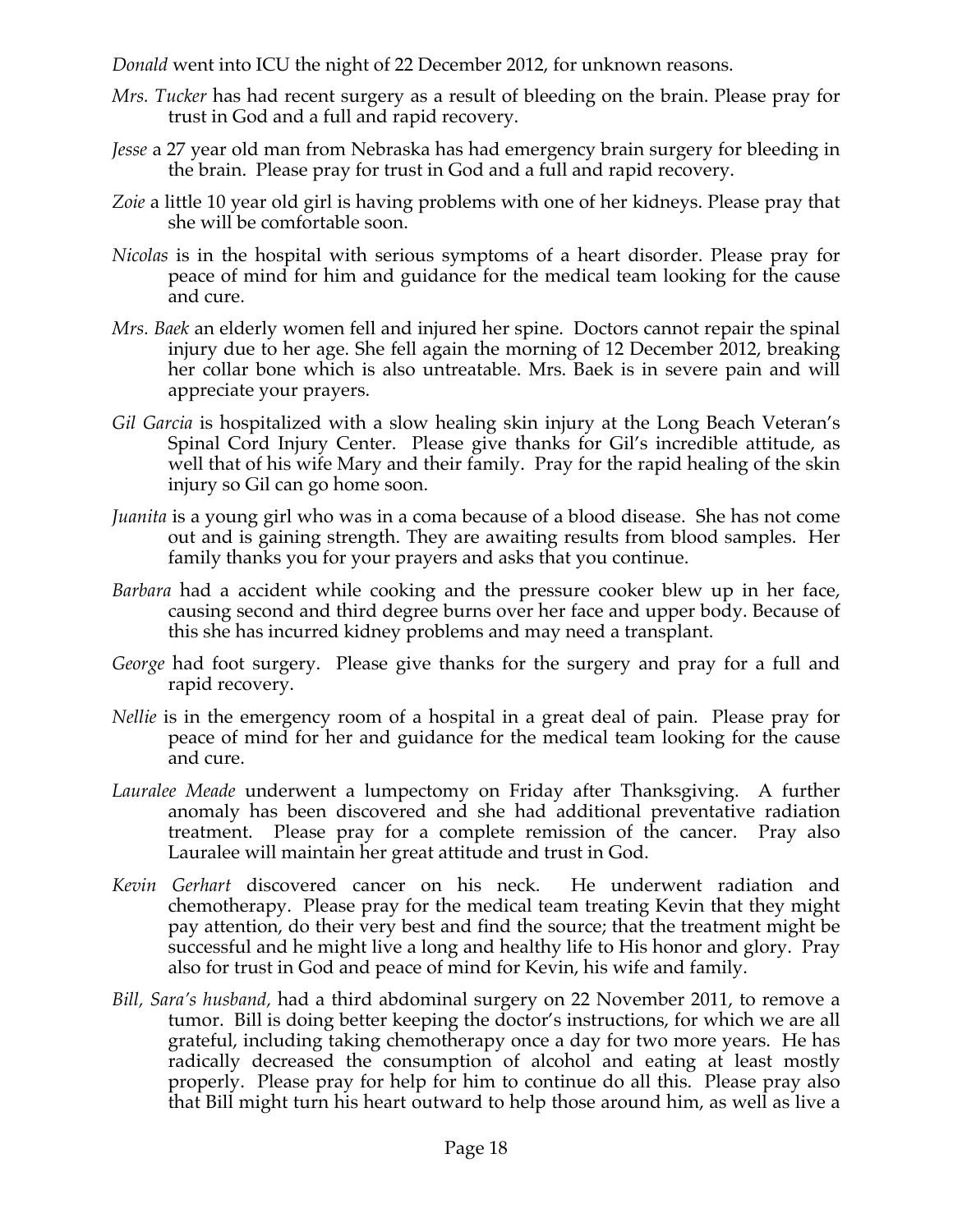*Donald* went into ICU the night of 22 December 2012, for unknown reasons.

*Mrs. Tucker* has had recent surgery as a result of bleeding on the brain. Please pray for trust in God and a full and rapid recovery.

*Jesse* a 27 year old man from Nebraska has had emergency brain surgery for bleeding in the brain. Please pray for trust in God and a full and rapid recovery.

*Zoie* a little 10 year old girl is having problems with one of her kidneys. Please pray that she will be comfortable soon.

*Nicolas* is in the hospital with serious symptoms of a heart disorder. Please pray for peace of mind for him and guidance for the medical team looking for the cause and cure.

*Mrs. Baek* an elderly women fell and injured her spine. Doctors cannot repair the spinal injury due to her age. She fell again the morning of 12 December 2012, breaking her collar bone which is also untreatable. Mrs. Baek is in severe pain and will appreciate your prayers.

*Gil Garcia* is hospitalized with a slow healing skin injury at the Long Beach Veteran's Spinal Cord Injury Center. Please give thanks for Gil's incredible attitude, as well that of his wife Mary and their family. Pray for the rapid healing of the skin injury so Gil can go home soon.

*Juanita* is a young girl who was in a coma because of a blood disease. She has not come out and is gaining strength. They are awaiting results from blood samples. Her family thanks you for your prayers and asks that you continue.

*Barbara* had a accident while cooking and the pressure cooker blew up in her face, causing second and third degree burns over her face and upper body. Because of this she has incurred kidney problems and may need a transplant.

*George* had foot surgery. Please give thanks for the surgery and pray for a full and rapid recovery.

*Nellie* is in the emergency room of a hospital in a great deal of pain. Please pray for peace of mind for her and guidance for the medical team looking for the cause and cure.

*Lauralee Meade* underwent a lumpectomy on Friday after Thanksgiving. A further anomaly has been discovered and she had additional preventative radiation treatment. Please pray for a complete remission of the cancer. Pray also Lauralee will maintain her great attitude and trust in God.

*Kevin Gerhart* discovered cancer on his neck. He underwent radiation and chemotherapy. Please pray for the medical team treating Kevin that they might pay attention, do their very best and find the source; that the treatment might be successful and he might live a long and healthy life to His honor and glory. Pray also for trust in God and peace of mind for Kevin, his wife and family.

*Bill, Sara's husband,* had a third abdominal surgery on 22 November 2011, to remove a tumor. Bill is doing better keeping the doctor's instructions, for which we are all grateful, including taking chemotherapy once a day for two more years. He has radically decreased the consumption of alcohol and eating at least mostly properly. Please pray for help for him to continue do all this. Please pray also that Bill might turn his heart outward to help those around him, as well as live a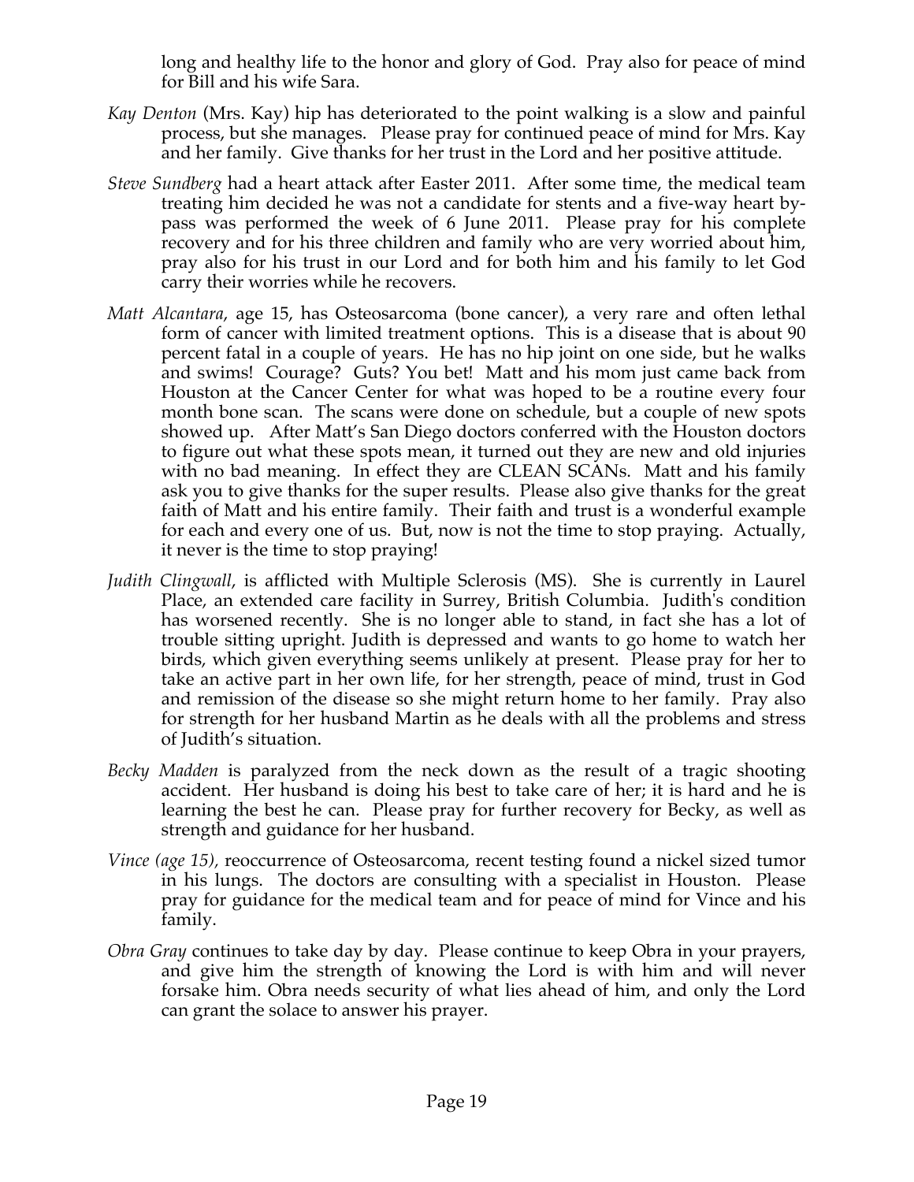long and healthy life to the honor and glory of God. Pray also for peace of mind for Bill and his wife Sara.

*Kay Denton* (Mrs. Kay) hip has deteriorated to the point walking is a slow and painful process, but she manages. Please pray for continued peace of mind for Mrs. Kay and her family. Give thanks for her trust in the Lord and her positive attitude.

*Steve Sundberg* had a heart attack after Easter 2011. After some time, the medical team treating him decided he was not a candidate for stents and a five-way heart by-pass was performed the week of 6 June 2011. Please pray for his complete recovery and for his three children and family who are very worried about him, pray also for his trust in our Lord and for both him and his family to let God carry their worries while he recovers.

*Matt Alcantara*, age 15, has Osteosarcoma (bone cancer), a very rare and often lethal form of cancer with limited treatment options. This is a disease that is about 90 percent fatal in a couple of years. He has no hip joint on one side, but he walks and swims! Courage? Guts? You bet! Matt and his mom just came back from Houston at the Cancer Center for what was hoped to be a routine every four month bone scan. The scans were done on schedule, but a couple of new spots showed up. After Matt's San Diego doctors conferred with the Houston doctors to figure out what these spots mean, it turned out they are new and old injuries with no bad meaning. In effect they are CLEAN SCANs. Matt and his family ask you to give thanks for the super results. Please also give thanks for the great faith of Matt and his entire family. Their faith and trust is a wonderful example for each and every one of us. But, now is not the time to stop praying. Actually, it never is the time to stop praying!

*Judith Clingwall*, is afflicted with Multiple Sclerosis (MS). She is currently in Laurel Place, an extended care facility in Surrey, British Columbia. Judith's condition has worsened recently. She is no longer able to stand, in fact she has a lot of trouble sitting upright. Judith is depressed and wants to go home to watch her birds, which given everything seems unlikely at present. Please pray for her to take an active part in her own life, for her strength, peace of mind, trust in God and remission of the disease so she might return home to her family. Pray also for strength for her husband Martin as he deals with all the problems and stress of Judith's situation.

*Becky Madden* is paralyzed from the neck down as the result of a tragic shooting accident. Her husband is doing his best to take care of her; it is hard and he is learning the best he can. Please pray for further recovery for Becky, as well as strength and guidance for her husband.

*Vince (age 15),* reoccurrence of Osteosarcoma, recent testing found a nickel sized tumor in his lungs. The doctors are consulting with a specialist in Houston. Please pray for guidance for the medical team and for peace of mind for Vince and his family.

*Obra Gray* continues to take day by day. Please continue to keep Obra in your prayers, and give him the strength of knowing the Lord is with him and will never forsake him. Obra needs security of what lies ahead of him, and only the Lord can grant the solace to answer his prayer.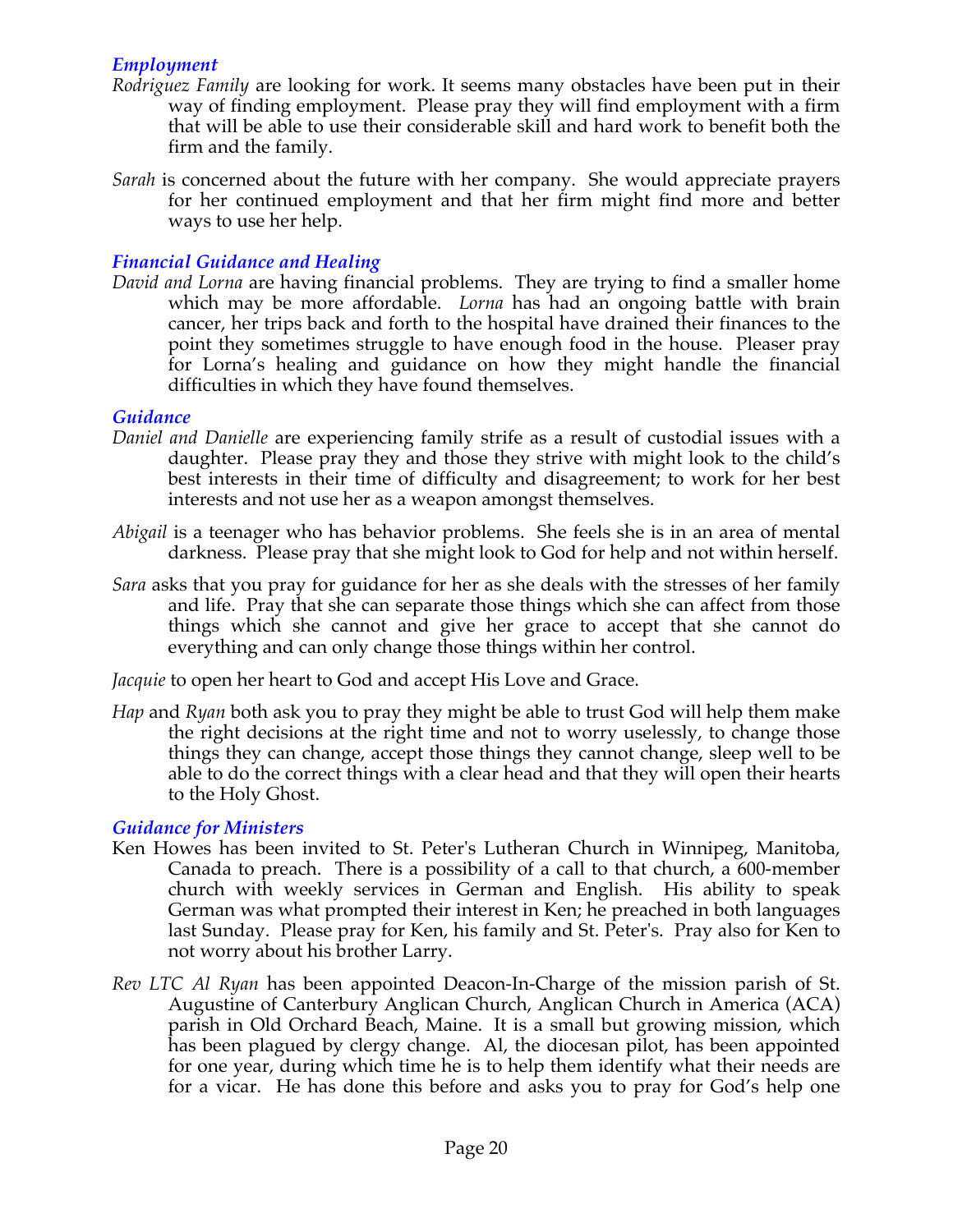### *Employment*

*Rodriguez Family* are looking for work. It seems many obstacles have been put in their way of finding employment. Please pray they will find employment with a firm that will be able to use their considerable skill and hard work to benefit both the firm and the family.

*Sarah* is concerned about the future with her company. She would appreciate prayers for her continued employment and that her firm might find more and better ways to use her help.

### *Financial Guidance and Healing*

*David and Lorna* are having financial problems. They are trying to find a smaller home which may be more affordable. *Lorna* has had an ongoing battle with brain cancer, her trips back and forth to the hospital have drained their finances to the point they sometimes struggle to have enough food in the house. Pleaser pray for Lorna's healing and guidance on how they might handle the financial difficulties in which they have found themselves.

### *Guidance*

*Daniel and Danielle* are experiencing family strife as a result of custodial issues with a daughter. Please pray they and those they strive with might look to the child's best interests in their time of difficulty and disagreement; to work for her best interests and not use her as a weapon amongst themselves.

*Abigail* is a teenager who has behavior problems. She feels she is in an area of mental darkness. Please pray that she might look to God for help and not within herself.

*Sara* asks that you pray for guidance for her as she deals with the stresses of her family and life. Pray that she can separate those things which she can affect from those things which she cannot and give her grace to accept that she cannot do everything and can only change those things within her control.

*Jacquie* to open her heart to God and accept His Love and Grace.

*Hap* and *Ryan* both ask you to pray they might be able to trust God will help them make the right decisions at the right time and not to worry uselessly, to change those things they can change, accept those things they cannot change, sleep well to be able to do the correct things with a clear head and that they will open their hearts to the Holy Ghost.

### *Guidance for Ministers*

Ken Howes has been invited to St. Peter's Lutheran Church in Winnipeg, Manitoba, Canada to preach. There is a possibility of a call to that church, a 600-member church with weekly services in German and English. His ability to speak German was what prompted their interest in Ken; he preached in both languages last Sunday. Please pray for Ken, his family and St. Peter's. Pray also for Ken to not worry about his brother Larry.

*Rev LTC Al Ryan* has been appointed Deacon-In-Charge of the mission parish of St. Augustine of Canterbury Anglican Church, Anglican Church in America (ACA) parish in Old Orchard Beach, Maine. It is a small but growing mission, which has been plagued by clergy change. Al, the diocesan pilot, has been appointed for one year, during which time he is to help them identify what their needs are for a vicar. He has done this before and asks you to pray for God's help one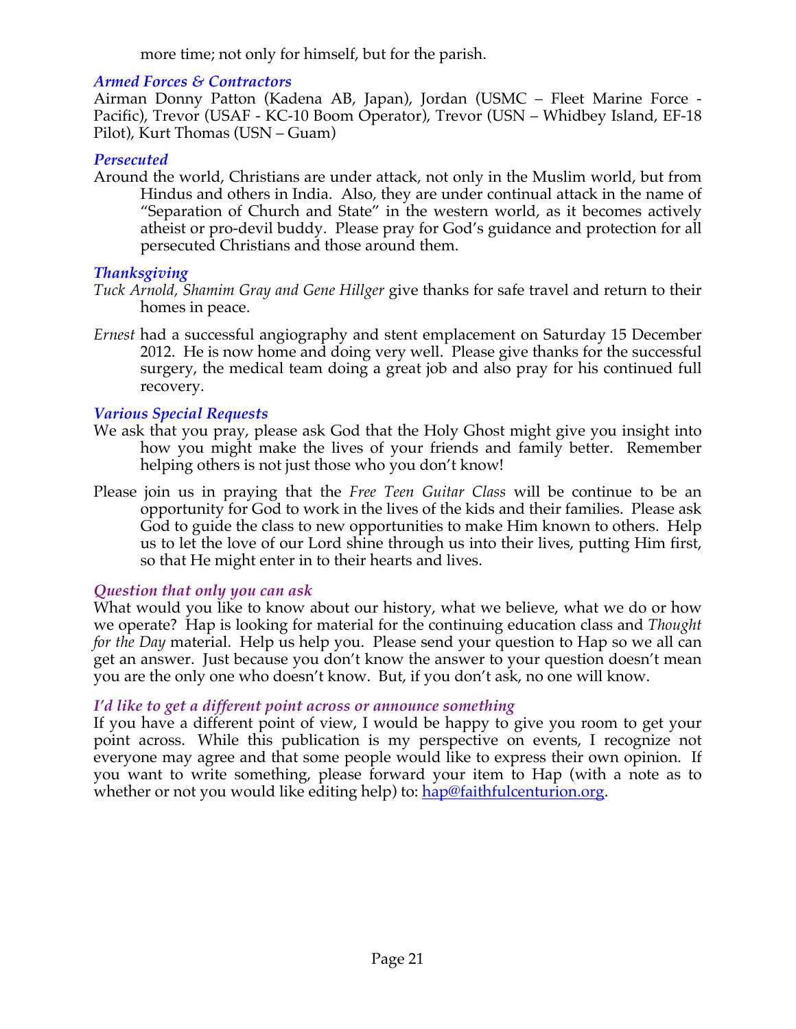more time; not only for himself, but for the parish.

### *Armed Forces & Contractors*

Airman Donny Patton (Kadena AB, Japan), Jordan (USMC – Fleet Marine Force - Pacific), Trevor (USAF - KC-10 Boom Operator), Trevor (USN – Whidbey Island, EF-18 Pilot), Kurt Thomas (USN – Guam)

### *Persecuted*

Around the world, Christians are under attack, not only in the Muslim world, but from Hindus and others in India. Also, they are under continual attack in the name of "Separation of Church and State" in the western world, as it becomes actively atheist or pro-devil buddy. Please pray for God's guidance and protection for all persecuted Christians and those around them.

### *Thanksgiving*

*Tuck Arnold, Shamim Gray and Gene Hillger* give thanks for safe travel and return to their homes in peace.

*Ernest* had a successful angiography and stent emplacement on Saturday 15 December 2012. He is now home and doing very well. Please give thanks for the successful surgery, the medical team doing a great job and also pray for his continued full recovery.

### *Various Special Requests*

We ask that you pray, please ask God that the Holy Ghost might give you insight into how you might make the lives of your friends and family better. Remember helping others is not just those who you don't know!

Please join us in praying that the *Free Teen Guitar Class* will be continue to be an opportunity for God to work in the lives of the kids and their families. Please ask God to guide the class to new opportunities to make Him known to others. Help us to let the love of our Lord shine through us into their lives, putting Him first, so that He might enter in to their hearts and lives.

### *Question that only you can ask*

What would you like to know about our history, what we believe, what we do or how we operate? Hap is looking for material for the continuing education class and *Thought for the Day* material. Help us help you. Please send your question to Hap so we all can get an answer. Just because you don't know the answer to your question doesn't mean you are the only one who doesn't know. But, if you don't ask, no one will know.

### *I'd like to get a different point across or announce something*

If you have a different point of view, I would be happy to give you room to get your point across. While this publication is my perspective on events, I recognize not everyone may agree and that some people would like to express their own opinion. If you want to write something, please forward your item to Hap (with a note as to whether or not you would like editing help) to: hap@faithfulcenturion.org.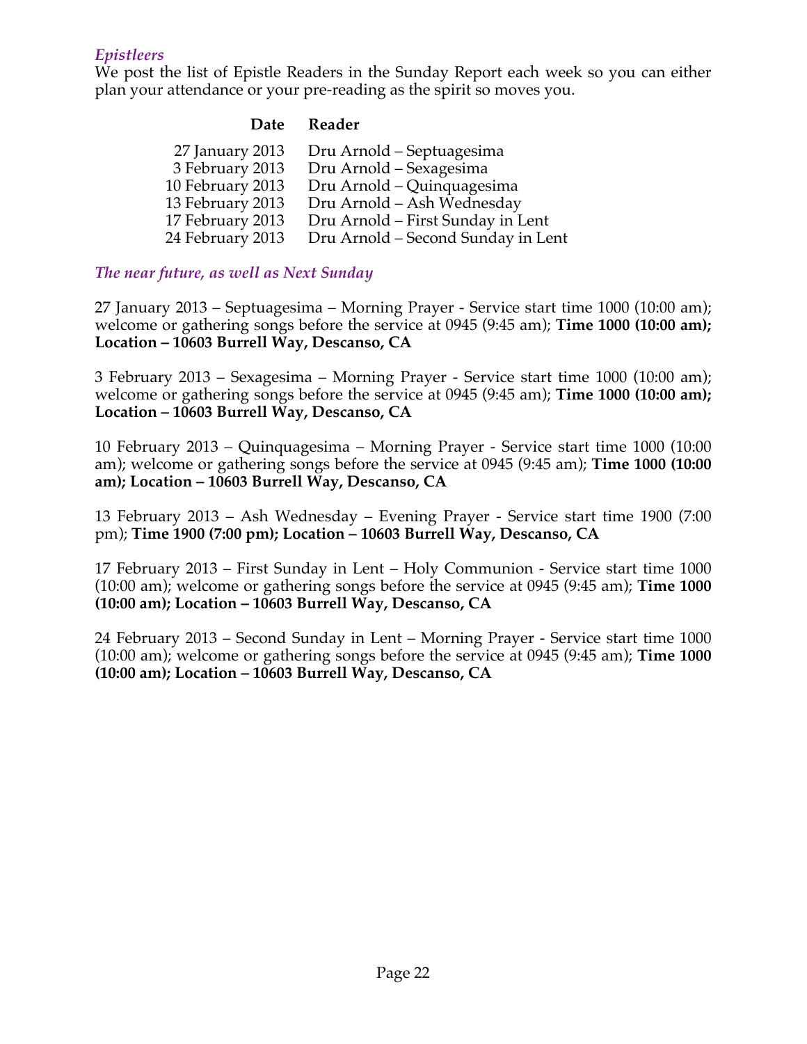### *Epistleers*

We post the list of Epistle Readers in the Sunday Report each week so you can either plan your attendance or your pre-reading as the spirit so moves you.

| Date | Reader |
|---|---|
| 27 January 2013 | Dru Arnold – Septuagesima |
| 3 February 2013 | Dru Arnold – Sexagesima |
| 10 February 2013 | Dru Arnold – Quinquagesima |
| 13 February 2013 | Dru Arnold – Ash Wednesday |
| 17 February 2013 | Dru Arnold – First Sunday in Lent |
| 24 February 2013 | Dru Arnold – Second Sunday in Lent |

### *The near future, as well as Next Sunday*

27 January 2013 – Septuagesima – Morning Prayer - Service start time 1000 (10:00 am); welcome or gathering songs before the service at 0945 (9:45 am); **Time 1000 (10:00 am); Location – 10603 Burrell Way, Descanso, CA**

3 February 2013 – Sexagesima – Morning Prayer - Service start time 1000 (10:00 am); welcome or gathering songs before the service at 0945 (9:45 am); **Time 1000 (10:00 am); Location – 10603 Burrell Way, Descanso, CA**

10 February 2013 – Quinquagesima – Morning Prayer - Service start time 1000 (10:00 am); welcome or gathering songs before the service at 0945 (9:45 am); **Time 1000 (10:00 am); Location – 10603 Burrell Way, Descanso, CA**

13 February 2013 – Ash Wednesday – Evening Prayer - Service start time 1900 (7:00 pm); **Time 1900 (7:00 pm); Location – 10603 Burrell Way, Descanso, CA**

17 February 2013 – First Sunday in Lent – Holy Communion - Service start time 1000 (10:00 am); welcome or gathering songs before the service at 0945 (9:45 am); **Time 1000 (10:00 am); Location – 10603 Burrell Way, Descanso, CA**

24 February 2013 – Second Sunday in Lent – Morning Prayer - Service start time 1000 (10:00 am); welcome or gathering songs before the service at 0945 (9:45 am); **Time 1000 (10:00 am); Location – 10603 Burrell Way, Descanso, CA**